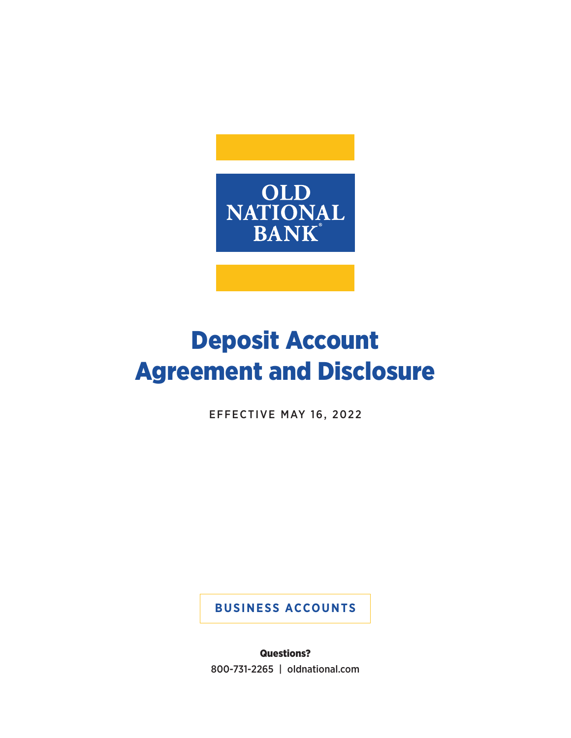OLD NATIONAL BANK®

# Deposit Account Agreement and Disclosure

EFFECTIVE MAY 16, 2022

**BUSINESS ACCOUNTS**

**Questions?**

800-731-2265 | oldnational.com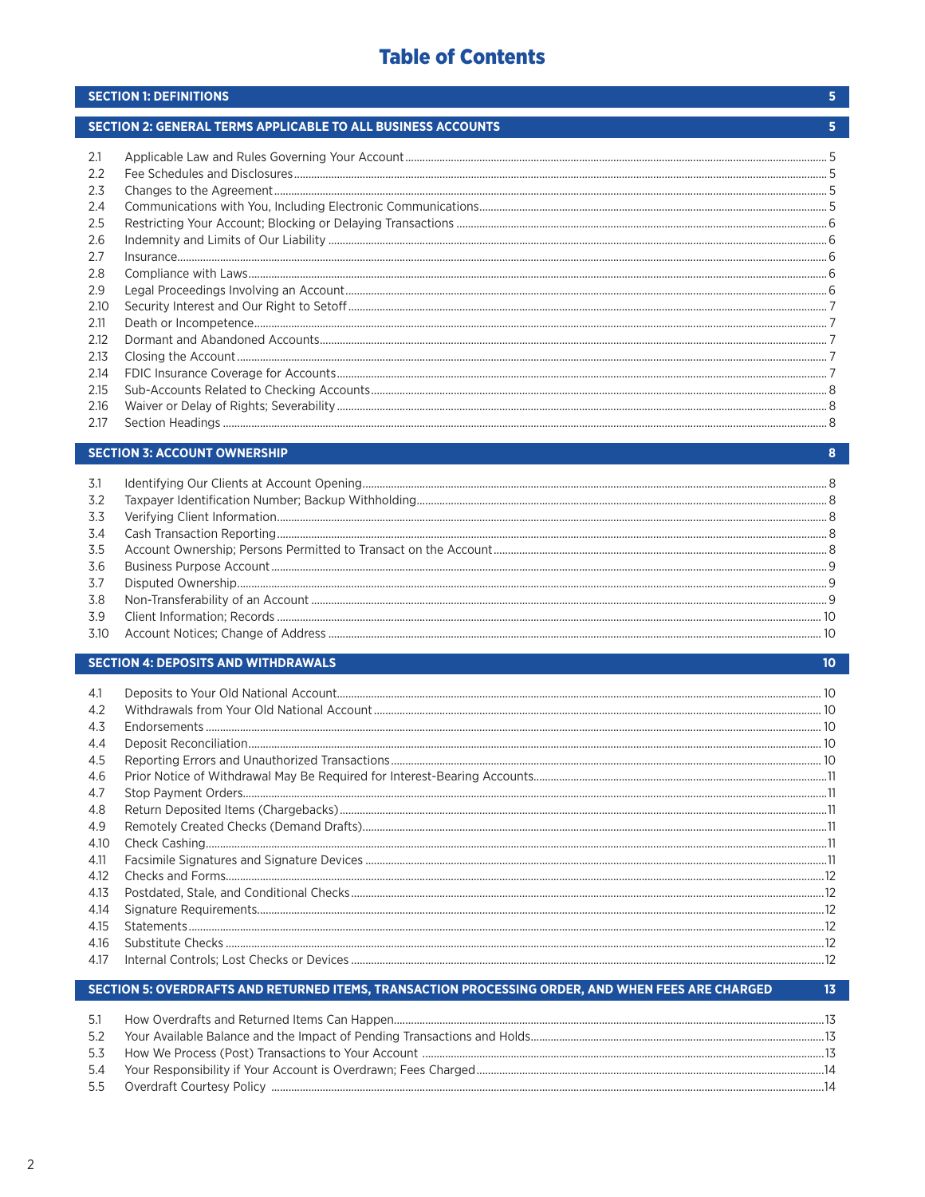# Table of Contents

| SECTION 1: DEFINITIONS | | 5 |
|---|---|---|
| **SECTION 2: GENERAL TERMS APPLICABLE TO ALL BUSINESS ACCOUNTS** | | **5** |
| 2.1 | Applicable Law and Rules Governing Your Account | 5 |
| 2.2 | Fee Schedules and Disclosures | 5 |
| 2.3 | Changes to the Agreement | 5 |
| 2.4 | Communications with You, Including Electronic Communications | 5 |
| 2.5 | Restricting Your Account; Blocking or Delaying Transactions | 6 |
| 2.6 | Indemnity and Limits of Our Liability | 6 |
| 2.7 | Insurance | 6 |
| 2.8 | Compliance with Laws | 6 |
| 2.9 | Legal Proceedings Involving an Account | 6 |
| 2.10 | Security Interest and Our Right to Setoff | 7 |
| 2.11 | Death or Incompetence | 7 |
| 2.12 | Dormant and Abandoned Accounts | 7 |
| 2.13 | Closing the Account | 7 |
| 2.14 | FDIC Insurance Coverage for Accounts | 7 |
| 2.15 | Sub-Accounts Related to Checking Accounts | 8 |
| 2.16 | Waiver or Delay of Rights; Severability | 8 |
| 2.17 | Section Headings | 8 |
| **SECTION 3: ACCOUNT OWNERSHIP** | | **8** |
| 3.1 | Identifying Our Clients at Account Opening | 8 |
| 3.2 | Taxpayer Identification Number; Backup Withholding | 8 |
| 3.3 | Verifying Client Information | 8 |
| 3.4 | Cash Transaction Reporting | 8 |
| 3.5 | Account Ownership; Persons Permitted to Transact on the Account | 8 |
| 3.6 | Business Purpose Account | 9 |
| 3.7 | Disputed Ownership | 9 |
| 3.8 | Non-Transferability of an Account | 9 |
| 3.9 | Client Information; Records | 10 |
| 3.10 | Account Notices; Change of Address | 10 |
| **SECTION 4: DEPOSITS AND WITHDRAWALS** | | **10** |
| 4.1 | Deposits to Your Old National Account | 10 |
| 4.2 | Withdrawals from Your Old National Account | 10 |
| 4.3 | Endorsements | 10 |
| 4.4 | Deposit Reconciliation | 10 |
| 4.5 | Reporting Errors and Unauthorized Transactions | 10 |
| 4.6 | Prior Notice of Withdrawal May Be Required for Interest-Bearing Accounts | 11 |
| 4.7 | Stop Payment Orders | 11 |
| 4.8 | Return Deposited Items (Chargebacks) | 11 |
| 4.9 | Remotely Created Checks (Demand Drafts) | 11 |
| 4.10 | Check Cashing | 11 |
| 4.11 | Facsimile Signatures and Signature Devices | 11 |
| 4.12 | Checks and Forms | 12 |
| 4.13 | Postdated, Stale, and Conditional Checks | 12 |
| 4.14 | Signature Requirements | 12 |
| 4.15 | Statements | 12 |
| 4.16 | Substitute Checks | 12 |
| 4.17 | Internal Controls; Lost Checks or Devices | 12 |
| **SECTION 5: OVERDRAFTS AND RETURNED ITEMS, TRANSACTION PROCESSING ORDER, AND WHEN FEES ARE CHARGED** | | **13** |
| 5.1 | How Overdrafts and Returned Items Can Happen | 13 |
| 5.2 | Your Available Balance and the Impact of Pending Transactions and Holds | 13 |
| 5.3 | How We Process (Post) Transactions to Your Account | 13 |
| 5.4 | Your Responsibility if Your Account is Overdrawn; Fees Charged | 14 |
| 5.5 | Overdraft Courtesy Policy | 14 |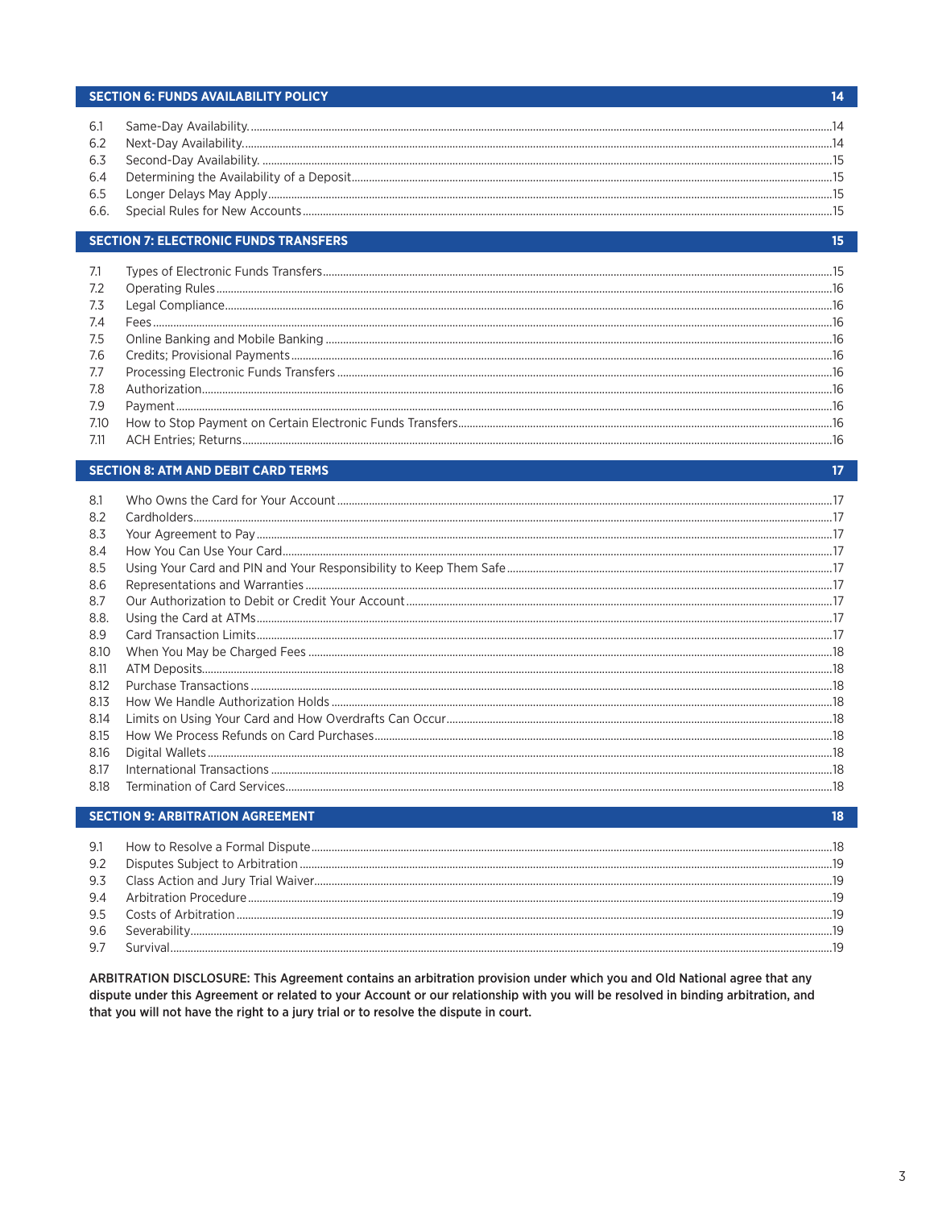## SECTION 6: FUNDS AVAILABILITY POLICY 14

| | | |
|---|---|---|
| 6.1 | Same-Day Availability. | 14 |
| 6.2 | Next-Day Availability. | 14 |
| 6.3 | Second-Day Availability. | 15 |
| 6.4 | Determining the Availability of a Deposit | 15 |
| 6.5 | Longer Delays May Apply | 15 |
| 6.6. | Special Rules for New Accounts | 15 |

## SECTION 7: ELECTRONIC FUNDS TRANSFERS 15

| | | |
|---|---|---|
| 7.1 | Types of Electronic Funds Transfers | 15 |
| 7.2 | Operating Rules | 16 |
| 7.3 | Legal Compliance | 16 |
| 7.4 | Fees | 16 |
| 7.5 | Online Banking and Mobile Banking | 16 |
| 7.6 | Credits; Provisional Payments | 16 |
| 7.7 | Processing Electronic Funds Transfers | 16 |
| 7.8 | Authorization | 16 |
| 7.9 | Payment | 16 |
| 7.10 | How to Stop Payment on Certain Electronic Funds Transfers | 16 |
| 7.11 | ACH Entries; Returns | 16 |

## SECTION 8: ATM AND DEBIT CARD TERMS 17

| | | |
|---|---|---|
| 8.1 | Who Owns the Card for Your Account | 17 |
| 8.2 | Cardholders | 17 |
| 8.3 | Your Agreement to Pay | 17 |
| 8.4 | How You Can Use Your Card | 17 |
| 8.5 | Using Your Card and PIN and Your Responsibility to Keep Them Safe | 17 |
| 8.6 | Representations and Warranties | 17 |
| 8.7 | Our Authorization to Debit or Credit Your Account | 17 |
| 8.8. | Using the Card at ATMs | 17 |
| 8.9 | Card Transaction Limits | 17 |
| 8.10 | When You May be Charged Fees | 18 |
| 8.11 | ATM Deposits | 18 |
| 8.12 | Purchase Transactions | 18 |
| 8.13 | How We Handle Authorization Holds | 18 |
| 8.14 | Limits on Using Your Card and How Overdrafts Can Occur | 18 |
| 8.15 | How We Process Refunds on Card Purchases | 18 |
| 8.16 | Digital Wallets | 18 |
| 8.17 | International Transactions | 18 |
| 8.18 | Termination of Card Services | 18 |

## SECTION 9: ARBITRATION AGREEMENT 18

| | | |
|---|---|---|
| 9.1 | How to Resolve a Formal Dispute | 18 |
| 9.2 | Disputes Subject to Arbitration | 19 |
| 9.3 | Class Action and Jury Trial Waiver | 19 |
| 9.4 | Arbitration Procedure | 19 |
| 9.5 | Costs of Arbitration | 19 |
| 9.6 | Severability | 19 |
| 9.7 | Survival | 19 |

**ARBITRATION DISCLOSURE: This Agreement contains an arbitration provision under which you and Old National agree that any dispute under this Agreement or related to your Account or our relationship with you will be resolved in binding arbitration, and that you will not have the right to a jury trial or to resolve the dispute in court.**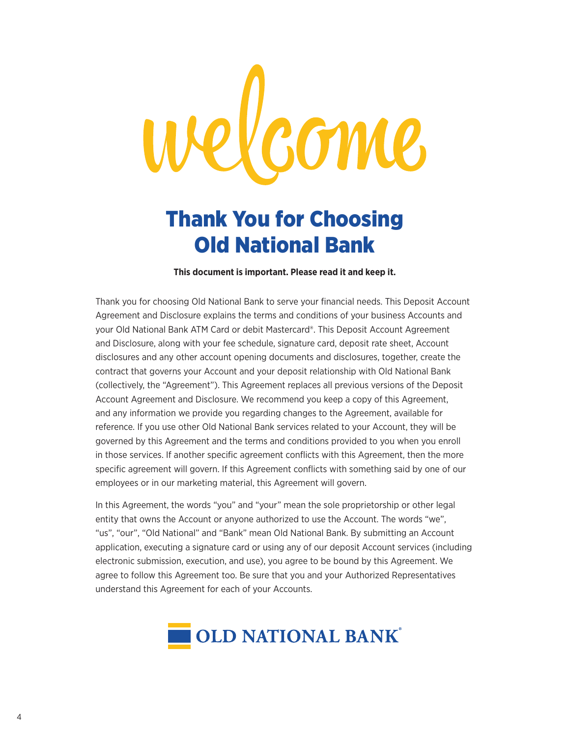# welcome

## Thank You for Choosing Old National Bank

**This document is important. Please read it and keep it.**

Thank you for choosing Old National Bank to serve your financial needs. This Deposit Account Agreement and Disclosure explains the terms and conditions of your business Accounts and your Old National Bank ATM Card or debit Mastercard®. This Deposit Account Agreement and Disclosure, along with your fee schedule, signature card, deposit rate sheet, Account disclosures and any other account opening documents and disclosures, together, create the contract that governs your Account and your deposit relationship with Old National Bank (collectively, the "Agreement"). This Agreement replaces all previous versions of the Deposit Account Agreement and Disclosure. We recommend you keep a copy of this Agreement, and any information we provide you regarding changes to the Agreement, available for reference. If you use other Old National Bank services related to your Account, they will be governed by this Agreement and the terms and conditions provided to you when you enroll in those services. If another specific agreement conflicts with this Agreement, then the more specific agreement will govern. If this Agreement conflicts with something said by one of our employees or in our marketing material, this Agreement will govern.

In this Agreement, the words "you" and "your" mean the sole proprietorship or other legal entity that owns the Account or anyone authorized to use the Account. The words "we", "us", "our", "Old National" and "Bank" mean Old National Bank. By submitting an Account application, executing a signature card or using any of our deposit Account services (including electronic submission, execution, and use), you agree to be bound by this Agreement. We agree to follow this Agreement too. Be sure that you and your Authorized Representatives understand this Agreement for each of your Accounts.

OLD NATIONAL BANK®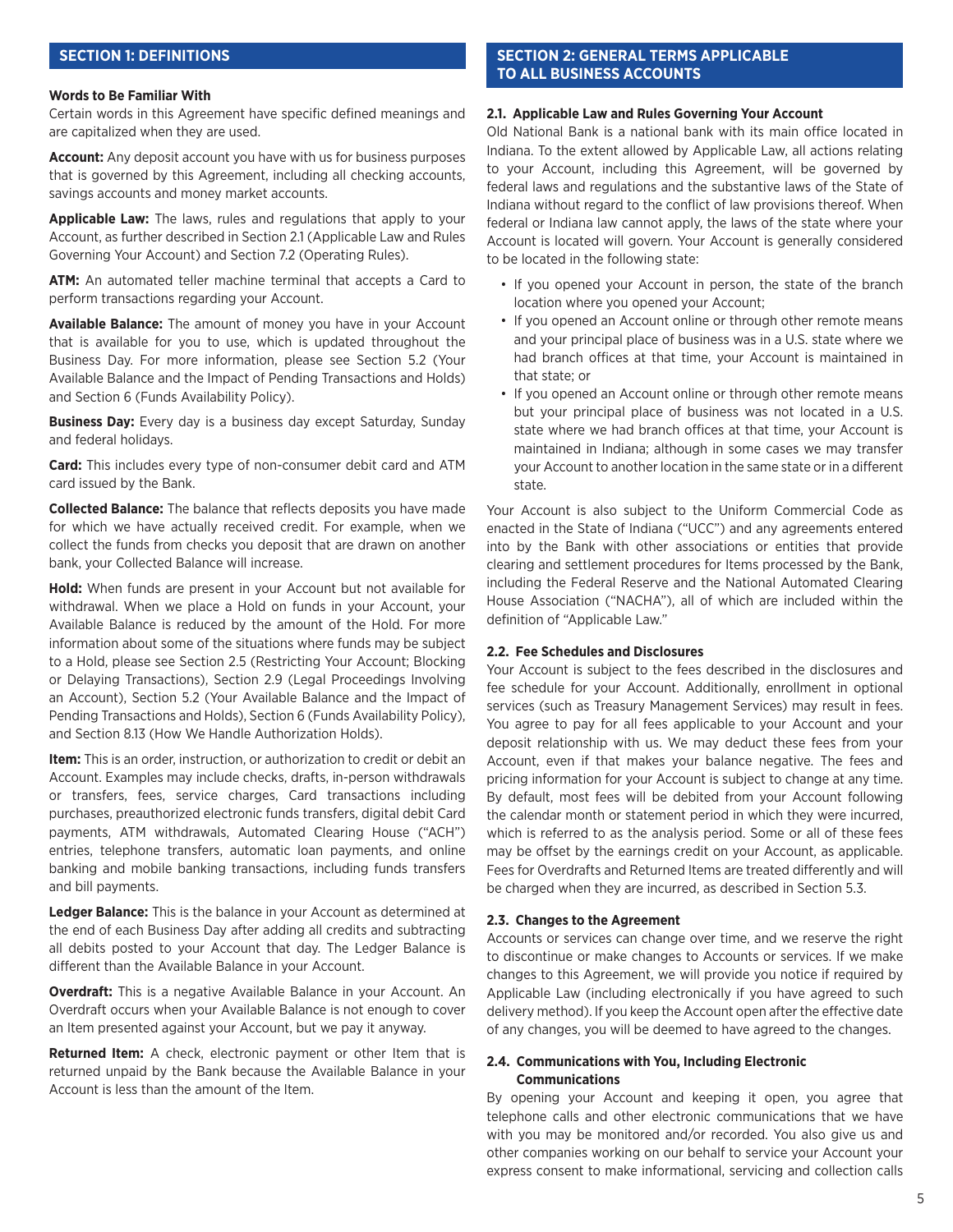## SECTION 1: DEFINITIONS

**Words to Be Familiar With**

Certain words in this Agreement have specific defined meanings and are capitalized when they are used.

**Account:** Any deposit account you have with us for business purposes that is governed by this Agreement, including all checking accounts, savings accounts and money market accounts.

**Applicable Law:** The laws, rules and regulations that apply to your Account, as further described in Section 2.1 (Applicable Law and Rules Governing Your Account) and Section 7.2 (Operating Rules).

**ATM:** An automated teller machine terminal that accepts a Card to perform transactions regarding your Account.

**Available Balance:** The amount of money you have in your Account that is available for you to use, which is updated throughout the Business Day. For more information, please see Section 5.2 (Your Available Balance and the Impact of Pending Transactions and Holds) and Section 6 (Funds Availability Policy).

**Business Day:** Every day is a business day except Saturday, Sunday and federal holidays.

**Card:** This includes every type of non-consumer debit card and ATM card issued by the Bank.

**Collected Balance:** The balance that reflects deposits you have made for which we have actually received credit. For example, when we collect the funds from checks you deposit that are drawn on another bank, your Collected Balance will increase.

**Hold:** When funds are present in your Account but not available for withdrawal. When we place a Hold on funds in your Account, your Available Balance is reduced by the amount of the Hold. For more information about some of the situations where funds may be subject to a Hold, please see Section 2.5 (Restricting Your Account; Blocking or Delaying Transactions), Section 2.9 (Legal Proceedings Involving an Account), Section 5.2 (Your Available Balance and the Impact of Pending Transactions and Holds), Section 6 (Funds Availability Policy), and Section 8.13 (How We Handle Authorization Holds).

**Item:** This is an order, instruction, or authorization to credit or debit an Account. Examples may include checks, drafts, in-person withdrawals or transfers, fees, service charges, Card transactions including purchases, preauthorized electronic funds transfers, digital debit Card payments, ATM withdrawals, Automated Clearing House ("ACH") entries, telephone transfers, automatic loan payments, and online banking and mobile banking transactions, including funds transfers and bill payments.

**Ledger Balance:** This is the balance in your Account as determined at the end of each Business Day after adding all credits and subtracting all debits posted to your Account that day. The Ledger Balance is different than the Available Balance in your Account.

**Overdraft:** This is a negative Available Balance in your Account. An Overdraft occurs when your Available Balance is not enough to cover an Item presented against your Account, but we pay it anyway.

**Returned Item:** A check, electronic payment or other Item that is returned unpaid by the Bank because the Available Balance in your Account is less than the amount of the Item.

## SECTION 2: GENERAL TERMS APPLICABLE TO ALL BUSINESS ACCOUNTS

### 2.1. Applicable Law and Rules Governing Your Account

Old National Bank is a national bank with its main office located in Indiana. To the extent allowed by Applicable Law, all actions relating to your Account, including this Agreement, will be governed by federal laws and regulations and the substantive laws of the State of Indiana without regard to the conflict of law provisions thereof. When federal or Indiana law cannot apply, the laws of the state where your Account is located will govern. Your Account is generally considered to be located in the following state:

- If you opened your Account in person, the state of the branch location where you opened your Account;
- If you opened an Account online or through other remote means and your principal place of business was in a U.S. state where we had branch offices at that time, your Account is maintained in that state; or
- If you opened an Account online or through other remote means but your principal place of business was not located in a U.S. state where we had branch offices at that time, your Account is maintained in Indiana; although in some cases we may transfer your Account to another location in the same state or in a different state.

Your Account is also subject to the Uniform Commercial Code as enacted in the State of Indiana ("UCC") and any agreements entered into by the Bank with other associations or entities that provide clearing and settlement procedures for Items processed by the Bank, including the Federal Reserve and the National Automated Clearing House Association ("NACHA"), all of which are included within the definition of "Applicable Law."

### 2.2. Fee Schedules and Disclosures

Your Account is subject to the fees described in the disclosures and fee schedule for your Account. Additionally, enrollment in optional services (such as Treasury Management Services) may result in fees. You agree to pay for all fees applicable to your Account and your deposit relationship with us. We may deduct these fees from your Account, even if that makes your balance negative. The fees and pricing information for your Account is subject to change at any time. By default, most fees will be debited from your Account following the calendar month or statement period in which they were incurred, which is referred to as the analysis period. Some or all of these fees may be offset by the earnings credit on your Account, as applicable. Fees for Overdrafts and Returned Items are treated differently and will be charged when they are incurred, as described in Section 5.3.

### 2.3. Changes to the Agreement

Accounts or services can change over time, and we reserve the right to discontinue or make changes to Accounts or services. If we make changes to this Agreement, we will provide you notice if required by Applicable Law (including electronically if you have agreed to such delivery method). If you keep the Account open after the effective date of any changes, you will be deemed to have agreed to the changes.

### 2.4. Communications with You, Including Electronic Communications

By opening your Account and keeping it open, you agree that telephone calls and other electronic communications that we have with you may be monitored and/or recorded. You also give us and other companies working on our behalf to service your Account your express consent to make informational, servicing and collection calls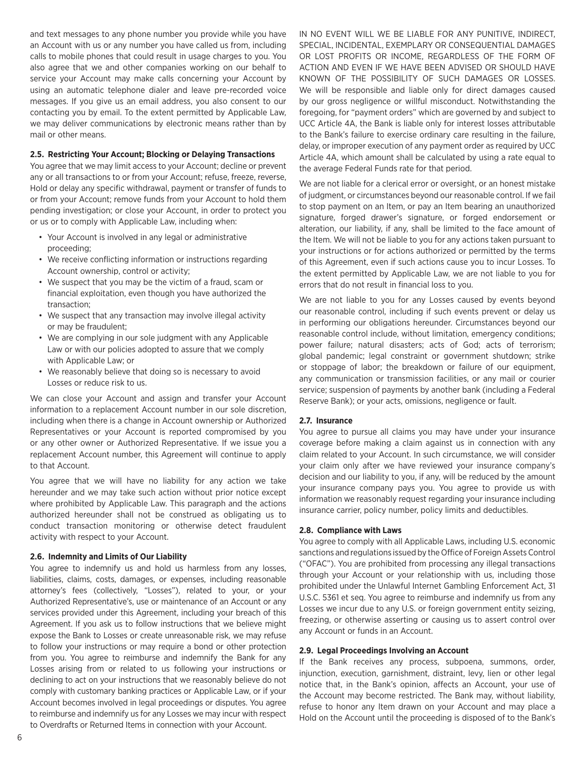and text messages to any phone number you provide while you have an Account with us or any number you have called us from, including calls to mobile phones that could result in usage charges to you. You also agree that we and other companies working on our behalf to service your Account may make calls concerning your Account by using an automatic telephone dialer and leave pre-recorded voice messages. If you give us an email address, you also consent to our contacting you by email. To the extent permitted by Applicable Law, we may deliver communications by electronic means rather than by mail or other means.

### 2.5. Restricting Your Account; Blocking or Delaying Transactions

You agree that we may limit access to your Account; decline or prevent any or all transactions to or from your Account; refuse, freeze, reverse, Hold or delay any specific withdrawal, payment or transfer of funds to or from your Account; remove funds from your Account to hold them pending investigation; or close your Account, in order to protect you or us or to comply with Applicable Law, including when:

- Your Account is involved in any legal or administrative proceeding;
- We receive conflicting information or instructions regarding Account ownership, control or activity;
- We suspect that you may be the victim of a fraud, scam or financial exploitation, even though you have authorized the transaction;
- We suspect that any transaction may involve illegal activity or may be fraudulent;
- We are complying in our sole judgment with any Applicable Law or with our policies adopted to assure that we comply with Applicable Law; or
- We reasonably believe that doing so is necessary to avoid Losses or reduce risk to us.

We can close your Account and assign and transfer your Account information to a replacement Account number in our sole discretion, including when there is a change in Account ownership or Authorized Representatives or your Account is reported compromised by you or any other owner or Authorized Representative. If we issue you a replacement Account number, this Agreement will continue to apply to that Account.

You agree that we will have no liability for any action we take hereunder and we may take such action without prior notice except where prohibited by Applicable Law. This paragraph and the actions authorized hereunder shall not be construed as obligating us to conduct transaction monitoring or otherwise detect fraudulent activity with respect to your Account.

### 2.6. Indemnity and Limits of Our Liability

You agree to indemnify us and hold us harmless from any losses, liabilities, claims, costs, damages, or expenses, including reasonable attorney's fees (collectively, "Losses"), related to your, or your Authorized Representative's, use or maintenance of an Account or any services provided under this Agreement, including your breach of this Agreement. If you ask us to follow instructions that we believe might expose the Bank to Losses or create unreasonable risk, we may refuse to follow your instructions or may require a bond or other protection from you. You agree to reimburse and indemnify the Bank for any Losses arising from or related to us following your instructions or declining to act on your instructions that we reasonably believe do not comply with customary banking practices or Applicable Law, or if your Account becomes involved in legal proceedings or disputes. You agree to reimburse and indemnify us for any Losses we may incur with respect to Overdrafts or Returned Items in connection with your Account.

IN NO EVENT WILL WE BE LIABLE FOR ANY PUNITIVE, INDIRECT, SPECIAL, INCIDENTAL, EXEMPLARY OR CONSEQUENTIAL DAMAGES OR LOST PROFITS OR INCOME, REGARDLESS OF THE FORM OF ACTION AND EVEN IF WE HAVE BEEN ADVISED OR SHOULD HAVE KNOWN OF THE POSSIBILITY OF SUCH DAMAGES OR LOSSES. We will be responsible and liable only for direct damages caused by our gross negligence or willful misconduct. Notwithstanding the foregoing, for "payment orders" which are governed by and subject to UCC Article 4A, the Bank is liable only for interest losses attributable to the Bank's failure to exercise ordinary care resulting in the failure, delay, or improper execution of any payment order as required by UCC Article 4A, which amount shall be calculated by using a rate equal to the average Federal Funds rate for that period.

We are not liable for a clerical error or oversight, or an honest mistake of judgment, or circumstances beyond our reasonable control. If we fail to stop payment on an Item, or pay an Item bearing an unauthorized signature, forged drawer's signature, or forged endorsement or alteration, our liability, if any, shall be limited to the face amount of the Item. We will not be liable to you for any actions taken pursuant to your instructions or for actions authorized or permitted by the terms of this Agreement, even if such actions cause you to incur Losses. To the extent permitted by Applicable Law, we are not liable to you for errors that do not result in financial loss to you.

We are not liable to you for any Losses caused by events beyond our reasonable control, including if such events prevent or delay us in performing our obligations hereunder. Circumstances beyond our reasonable control include, without limitation, emergency conditions; power failure; natural disasters; acts of God; acts of terrorism; global pandemic; legal constraint or government shutdown; strike or stoppage of labor; the breakdown or failure of our equipment, any communication or transmission facilities, or any mail or courier service; suspension of payments by another bank (including a Federal Reserve Bank); or your acts, omissions, negligence or fault.

### 2.7. Insurance

You agree to pursue all claims you may have under your insurance coverage before making a claim against us in connection with any claim related to your Account. In such circumstance, we will consider your claim only after we have reviewed your insurance company's decision and our liability to you, if any, will be reduced by the amount your insurance company pays you. You agree to provide us with information we reasonably request regarding your insurance including insurance carrier, policy number, policy limits and deductibles.

### 2.8. Compliance with Laws

You agree to comply with all Applicable Laws, including U.S. economic sanctions and regulations issued by the Office of Foreign Assets Control ("OFAC"). You are prohibited from processing any illegal transactions through your Account or your relationship with us, including those prohibited under the Unlawful Internet Gambling Enforcement Act, 31 U.S.C. 5361 et seq. You agree to reimburse and indemnify us from any Losses we incur due to any U.S. or foreign government entity seizing, freezing, or otherwise asserting or causing us to assert control over any Account or funds in an Account.

### 2.9. Legal Proceedings Involving an Account

If the Bank receives any process, subpoena, summons, order, injunction, execution, garnishment, distraint, levy, lien or other legal notice that, in the Bank's opinion, affects an Account, your use of the Account may become restricted. The Bank may, without liability, refuse to honor any Item drawn on your Account and may place a Hold on the Account until the proceeding is disposed of to the Bank's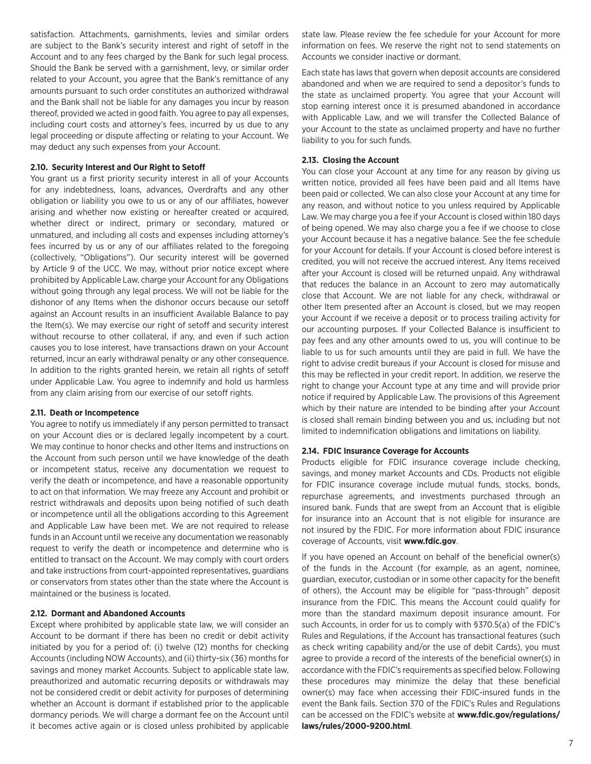satisfaction. Attachments, garnishments, levies and similar orders are subject to the Bank's security interest and right of setoff in the Account and to any fees charged by the Bank for such legal process. Should the Bank be served with a garnishment, levy, or similar order related to your Account, you agree that the Bank's remittance of any amounts pursuant to such order constitutes an authorized withdrawal and the Bank shall not be liable for any damages you incur by reason thereof, provided we acted in good faith. You agree to pay all expenses, including court costs and attorney's fees, incurred by us due to any legal proceeding or dispute affecting or relating to your Account. We may deduct any such expenses from your Account.

#### 2.10. Security Interest and Our Right to Setoff

You grant us a first priority security interest in all of your Accounts for any indebtedness, loans, advances, Overdrafts and any other obligation or liability you owe to us or any of our affiliates, however arising and whether now existing or hereafter created or acquired, whether direct or indirect, primary or secondary, matured or unmatured, and including all costs and expenses including attorney's fees incurred by us or any of our affiliates related to the foregoing (collectively, "Obligations"). Our security interest will be governed by Article 9 of the UCC. We may, without prior notice except where prohibited by Applicable Law, charge your Account for any Obligations without going through any legal process. We will not be liable for the dishonor of any Items when the dishonor occurs because our setoff against an Account results in an insufficient Available Balance to pay the Item(s). We may exercise our right of setoff and security interest without recourse to other collateral, if any, and even if such action causes you to lose interest, have transactions drawn on your Account returned, incur an early withdrawal penalty or any other consequence. In addition to the rights granted herein, we retain all rights of setoff under Applicable Law. You agree to indemnify and hold us harmless from any claim arising from our exercise of our setoff rights.

#### 2.11. Death or Incompetence

You agree to notify us immediately if any person permitted to transact on your Account dies or is declared legally incompetent by a court. We may continue to honor checks and other Items and instructions on the Account from such person until we have knowledge of the death or incompetent status, receive any documentation we request to verify the death or incompetence, and have a reasonable opportunity to act on that information. We may freeze any Account and prohibit or restrict withdrawals and deposits upon being notified of such death or incompetence until all the obligations according to this Agreement and Applicable Law have been met. We are not required to release funds in an Account until we receive any documentation we reasonably request to verify the death or incompetence and determine who is entitled to transact on the Account. We may comply with court orders and take instructions from court-appointed representatives, guardians or conservators from states other than the state where the Account is maintained or the business is located.

#### 2.12. Dormant and Abandoned Accounts

Except where prohibited by applicable state law, we will consider an Account to be dormant if there has been no credit or debit activity initiated by you for a period of: (i) twelve (12) months for checking Accounts (including NOW Accounts), and (ii) thirty-six (36) months for savings and money market Accounts. Subject to applicable state law, preauthorized and automatic recurring deposits or withdrawals may not be considered credit or debit activity for purposes of determining whether an Account is dormant if established prior to the applicable dormancy periods. We will charge a dormant fee on the Account until it becomes active again or is closed unless prohibited by applicable state law. Please review the fee schedule for your Account for more information on fees. We reserve the right not to send statements on Accounts we consider inactive or dormant.

Each state has laws that govern when deposit accounts are considered abandoned and when we are required to send a depositor's funds to the state as unclaimed property. You agree that your Account will stop earning interest once it is presumed abandoned in accordance with Applicable Law, and we will transfer the Collected Balance of your Account to the state as unclaimed property and have no further liability to you for such funds.

#### 2.13. Closing the Account

You can close your Account at any time for any reason by giving us written notice, provided all fees have been paid and all Items have been paid or collected. We can also close your Account at any time for any reason, and without notice to you unless required by Applicable Law. We may charge you a fee if your Account is closed within 180 days of being opened. We may also charge you a fee if we choose to close your Account because it has a negative balance. See the fee schedule for your Account for details. If your Account is closed before interest is credited, you will not receive the accrued interest. Any Items received after your Account is closed will be returned unpaid. Any withdrawal that reduces the balance in an Account to zero may automatically close that Account. We are not liable for any check, withdrawal or other Item presented after an Account is closed, but we may reopen your Account if we receive a deposit or to process trailing activity for our accounting purposes. If your Collected Balance is insufficient to pay fees and any other amounts owed to us, you will continue to be liable to us for such amounts until they are paid in full. We have the right to advise credit bureaus if your Account is closed for misuse and this may be reflected in your credit report. In addition, we reserve the right to change your Account type at any time and will provide prior notice if required by Applicable Law. The provisions of this Agreement which by their nature are intended to be binding after your Account is closed shall remain binding between you and us, including but not limited to indemnification obligations and limitations on liability.

#### 2.14. FDIC Insurance Coverage for Accounts

Products eligible for FDIC insurance coverage include checking, savings, and money market Accounts and CDs. Products not eligible for FDIC insurance coverage include mutual funds, stocks, bonds, repurchase agreements, and investments purchased through an insured bank. Funds that are swept from an Account that is eligible for insurance into an Account that is not eligible for insurance are not insured by the FDIC. For more information about FDIC insurance coverage of Accounts, visit **www.fdic.gov**.

If you have opened an Account on behalf of the beneficial owner(s) of the funds in the Account (for example, as an agent, nominee, guardian, executor, custodian or in some other capacity for the benefit of others), the Account may be eligible for "pass-through" deposit insurance from the FDIC. This means the Account could qualify for more than the standard maximum deposit insurance amount. For such Accounts, in order for us to comply with §370.5(a) of the FDIC's Rules and Regulations, if the Account has transactional features (such as check writing capability and/or the use of debit Cards), you must agree to provide a record of the interests of the beneficial owner(s) in accordance with the FDIC's requirements as specified below. Following these procedures may minimize the delay that these beneficial owner(s) may face when accessing their FDIC-insured funds in the event the Bank fails. Section 370 of the FDIC's Rules and Regulations can be accessed on the FDIC's website at **www.fdic.gov/regulations/laws/rules/2000-9200.html**.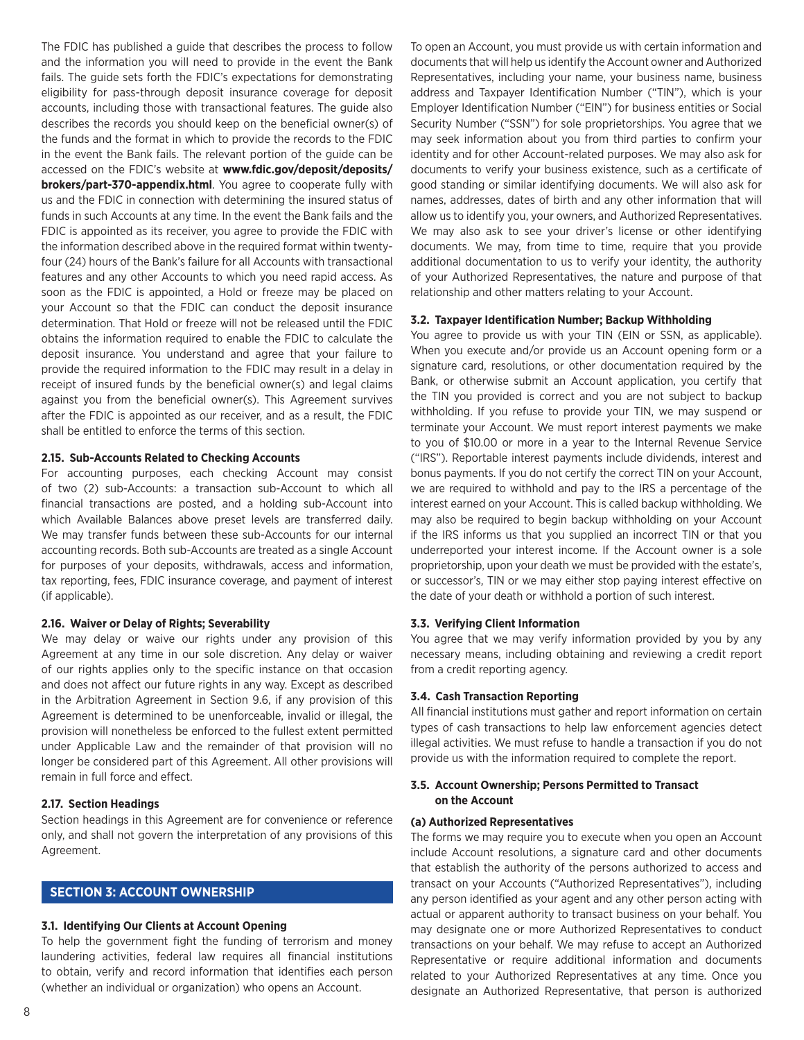The FDIC has published a guide that describes the process to follow and the information you will need to provide in the event the Bank fails. The guide sets forth the FDIC's expectations for demonstrating eligibility for pass-through deposit insurance coverage for deposit accounts, including those with transactional features. The guide also describes the records you should keep on the beneficial owner(s) of the funds and the format in which to provide the records to the FDIC in the event the Bank fails. The relevant portion of the guide can be accessed on the FDIC's website at **www.fdic.gov/deposit/deposits/brokers/part-370-appendix.html**. You agree to cooperate fully with us and the FDIC in connection with determining the insured status of funds in such Accounts at any time. In the event the Bank fails and the FDIC is appointed as its receiver, you agree to provide the FDIC with the information described above in the required format within twenty-four (24) hours of the Bank's failure for all Accounts with transactional features and any other Accounts to which you need rapid access. As soon as the FDIC is appointed, a Hold or freeze may be placed on your Account so that the FDIC can conduct the deposit insurance determination. That Hold or freeze will not be released until the FDIC obtains the information required to enable the FDIC to calculate the deposit insurance. You understand and agree that your failure to provide the required information to the FDIC may result in a delay in receipt of insured funds by the beneficial owner(s) and legal claims against you from the beneficial owner(s). This Agreement survives after the FDIC is appointed as our receiver, and as a result, the FDIC shall be entitled to enforce the terms of this section.

#### 2.15. Sub-Accounts Related to Checking Accounts

For accounting purposes, each checking Account may consist of two (2) sub-Accounts: a transaction sub-Account to which all financial transactions are posted, and a holding sub-Account into which Available Balances above preset levels are transferred daily. We may transfer funds between these sub-Accounts for our internal accounting records. Both sub-Accounts are treated as a single Account for purposes of your deposits, withdrawals, access and information, tax reporting, fees, FDIC insurance coverage, and payment of interest (if applicable).

#### 2.16. Waiver or Delay of Rights; Severability

We may delay or waive our rights under any provision of this Agreement at any time in our sole discretion. Any delay or waiver of our rights applies only to the specific instance on that occasion and does not affect our future rights in any way. Except as described in the Arbitration Agreement in Section 9.6, if any provision of this Agreement is determined to be unenforceable, invalid or illegal, the provision will nonetheless be enforced to the fullest extent permitted under Applicable Law and the remainder of that provision will no longer be considered part of this Agreement. All other provisions will remain in full force and effect.

#### 2.17. Section Headings

Section headings in this Agreement are for convenience or reference only, and shall not govern the interpretation of any provisions of this Agreement.

## SECTION 3: ACCOUNT OWNERSHIP

#### 3.1. Identifying Our Clients at Account Opening

To help the government fight the funding of terrorism and money laundering activities, federal law requires all financial institutions to obtain, verify and record information that identifies each person (whether an individual or organization) who opens an Account.

To open an Account, you must provide us with certain information and documents that will help us identify the Account owner and Authorized Representatives, including your name, your business name, business address and Taxpayer Identification Number ("TIN"), which is your Employer Identification Number ("EIN") for business entities or Social Security Number ("SSN") for sole proprietorships. You agree that we may seek information about you from third parties to confirm your identity and for other Account-related purposes. We may also ask for documents to verify your business existence, such as a certificate of good standing or similar identifying documents. We will also ask for names, addresses, dates of birth and any other information that will allow us to identify you, your owners, and Authorized Representatives. We may also ask to see your driver's license or other identifying documents. We may, from time to time, require that you provide additional documentation to us to verify your identity, the authority of your Authorized Representatives, the nature and purpose of that relationship and other matters relating to your Account.

#### 3.2. Taxpayer Identification Number; Backup Withholding

You agree to provide us with your TIN (EIN or SSN, as applicable). When you execute and/or provide us an Account opening form or a signature card, resolutions, or other documentation required by the Bank, or otherwise submit an Account application, you certify that the TIN you provided is correct and you are not subject to backup withholding. If you refuse to provide your TIN, we may suspend or terminate your Account. We must report interest payments we make to you of $10.00 or more in a year to the Internal Revenue Service ("IRS"). Reportable interest payments include dividends, interest and bonus payments. If you do not certify the correct TIN on your Account, we are required to withhold and pay to the IRS a percentage of the interest earned on your Account. This is called backup withholding. We may also be required to begin backup withholding on your Account if the IRS informs us that you supplied an incorrect TIN or that you underreported your interest income. If the Account owner is a sole proprietorship, upon your death we must be provided with the estate's, or successor's, TIN or we may either stop paying interest effective on the date of your death or withhold a portion of such interest.

#### 3.3. Verifying Client Information

You agree that we may verify information provided by you by any necessary means, including obtaining and reviewing a credit report from a credit reporting agency.

#### 3.4. Cash Transaction Reporting

All financial institutions must gather and report information on certain types of cash transactions to help law enforcement agencies detect illegal activities. We must refuse to handle a transaction if you do not provide us with the information required to complete the report.

#### 3.5. Account Ownership; Persons Permitted to Transact on the Account

**(a) Authorized Representatives**

The forms we may require you to execute when you open an Account include Account resolutions, a signature card and other documents that establish the authority of the persons authorized to access and transact on your Accounts ("Authorized Representatives"), including any person identified as your agent and any other person acting with actual or apparent authority to transact business on your behalf. You may designate one or more Authorized Representatives to conduct transactions on your behalf. We may refuse to accept an Authorized Representative or require additional information and documents related to your Authorized Representatives at any time. Once you designate an Authorized Representative, that person is authorized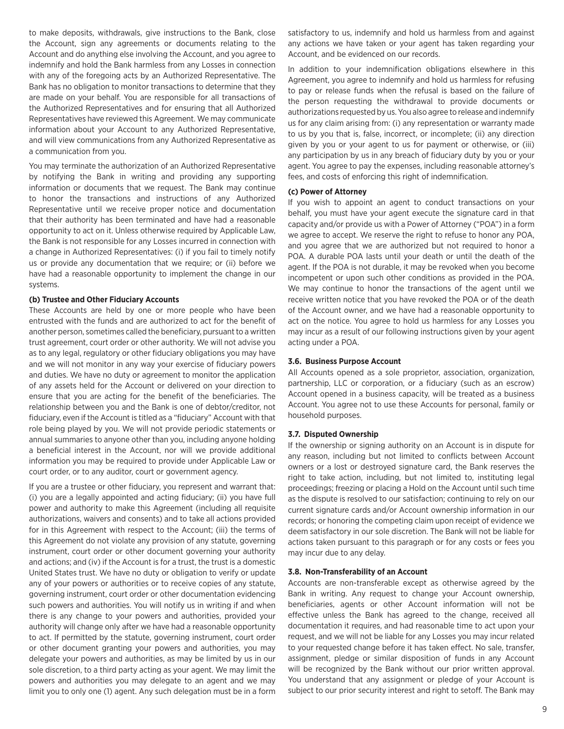to make deposits, withdrawals, give instructions to the Bank, close the Account, sign any agreements or documents relating to the Account and do anything else involving the Account, and you agree to indemnify and hold the Bank harmless from any Losses in connection with any of the foregoing acts by an Authorized Representative. The Bank has no obligation to monitor transactions to determine that they are made on your behalf. You are responsible for all transactions of the Authorized Representatives and for ensuring that all Authorized Representatives have reviewed this Agreement. We may communicate information about your Account to any Authorized Representative, and will view communications from any Authorized Representative as a communication from you.

You may terminate the authorization of an Authorized Representative by notifying the Bank in writing and providing any supporting information or documents that we request. The Bank may continue to honor the transactions and instructions of any Authorized Representative until we receive proper notice and documentation that their authority has been terminated and have had a reasonable opportunity to act on it. Unless otherwise required by Applicable Law, the Bank is not responsible for any Losses incurred in connection with a change in Authorized Representatives: (i) if you fail to timely notify us or provide any documentation that we require; or (ii) before we have had a reasonable opportunity to implement the change in our systems.

**(b) Trustee and Other Fiduciary Accounts**

These Accounts are held by one or more people who have been entrusted with the funds and are authorized to act for the benefit of another person, sometimes called the beneficiary, pursuant to a written trust agreement, court order or other authority. We will not advise you as to any legal, regulatory or other fiduciary obligations you may have and we will not monitor in any way your exercise of fiduciary powers and duties. We have no duty or agreement to monitor the application of any assets held for the Account or delivered on your direction to ensure that you are acting for the benefit of the beneficiaries. The relationship between you and the Bank is one of debtor/creditor, not fiduciary, even if the Account is titled as a "fiduciary" Account with that role being played by you. We will not provide periodic statements or annual summaries to anyone other than you, including anyone holding a beneficial interest in the Account, nor will we provide additional information you may be required to provide under Applicable Law or court order, or to any auditor, court or government agency.

If you are a trustee or other fiduciary, you represent and warrant that: (i) you are a legally appointed and acting fiduciary; (ii) you have full power and authority to make this Agreement (including all requisite authorizations, waivers and consents) and to take all actions provided for in this Agreement with respect to the Account; (iii) the terms of this Agreement do not violate any provision of any statute, governing instrument, court order or other document governing your authority and actions; and (iv) if the Account is for a trust, the trust is a domestic United States trust. We have no duty or obligation to verify or update any of your powers or authorities or to receive copies of any statute, governing instrument, court order or other documentation evidencing such powers and authorities. You will notify us in writing if and when there is any change to your powers and authorities, provided your authority will change only after we have had a reasonable opportunity to act. If permitted by the statute, governing instrument, court order or other document granting your powers and authorities, you may delegate your powers and authorities, as may be limited by us in our sole discretion, to a third party acting as your agent. We may limit the powers and authorities you may delegate to an agent and we may limit you to only one (1) agent. Any such delegation must be in a form satisfactory to us, indemnify and hold us harmless from and against any actions we have taken or your agent has taken regarding your Account, and be evidenced on our records.

In addition to your indemnification obligations elsewhere in this Agreement, you agree to indemnify and hold us harmless for refusing to pay or release funds when the refusal is based on the failure of the person requesting the withdrawal to provide documents or authorizations requested by us. You also agree to release and indemnify us for any claim arising from: (i) any representation or warranty made to us by you that is, false, incorrect, or incomplete; (ii) any direction given by you or your agent to us for payment or otherwise, or (iii) any participation by us in any breach of fiduciary duty by you or your agent. You agree to pay the expenses, including reasonable attorney's fees, and costs of enforcing this right of indemnification.

**(c) Power of Attorney**

If you wish to appoint an agent to conduct transactions on your behalf, you must have your agent execute the signature card in that capacity and/or provide us with a Power of Attorney ("POA") in a form we agree to accept. We reserve the right to refuse to honor any POA, and you agree that we are authorized but not required to honor a POA. A durable POA lasts until your death or until the death of the agent. If the POA is not durable, it may be revoked when you become incompetent or upon such other conditions as provided in the POA. We may continue to honor the transactions of the agent until we receive written notice that you have revoked the POA or of the death of the Account owner, and we have had a reasonable opportunity to act on the notice. You agree to hold us harmless for any Losses you may incur as a result of our following instructions given by your agent acting under a POA.

### 3.6. Business Purpose Account

All Accounts opened as a sole proprietor, association, organization, partnership, LLC or corporation, or a fiduciary (such as an escrow) Account opened in a business capacity, will be treated as a business Account. You agree not to use these Accounts for personal, family or household purposes.

### 3.7. Disputed Ownership

If the ownership or signing authority on an Account is in dispute for any reason, including but not limited to conflicts between Account owners or a lost or destroyed signature card, the Bank reserves the right to take action, including, but not limited to, instituting legal proceedings; freezing or placing a Hold on the Account until such time as the dispute is resolved to our satisfaction; continuing to rely on our current signature cards and/or Account ownership information in our records; or honoring the competing claim upon receipt of evidence we deem satisfactory in our sole discretion. The Bank will not be liable for actions taken pursuant to this paragraph or for any costs or fees you may incur due to any delay.

### 3.8. Non-Transferability of an Account

Accounts are non-transferable except as otherwise agreed by the Bank in writing. Any request to change your Account ownership, beneficiaries, agents or other Account information will not be effective unless the Bank has agreed to the change, received all documentation it requires, and had reasonable time to act upon your request, and we will not be liable for any Losses you may incur related to your requested change before it has taken effect. No sale, transfer, assignment, pledge or similar disposition of funds in any Account will be recognized by the Bank without our prior written approval. You understand that any assignment or pledge of your Account is subject to our prior security interest and right to setoff. The Bank may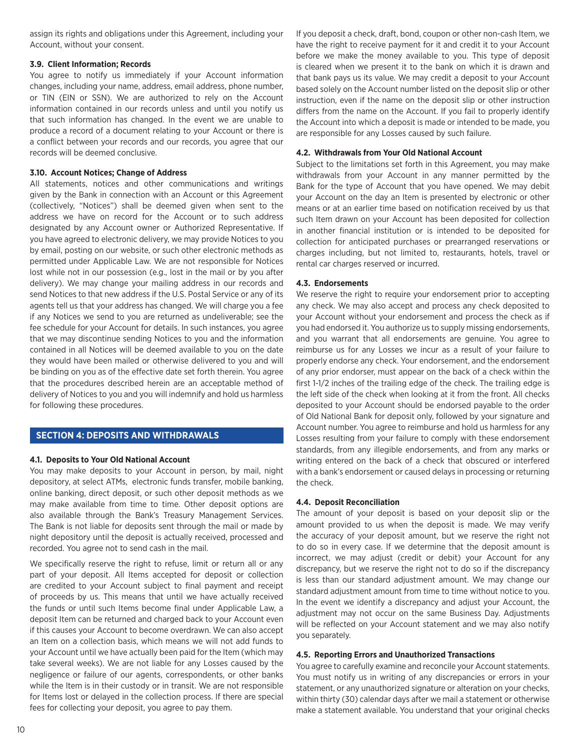assign its rights and obligations under this Agreement, including your Account, without your consent.

**3.9. Client Information; Records**

You agree to notify us immediately if your Account information changes, including your name, address, email address, phone number, or TIN (EIN or SSN). We are authorized to rely on the Account information contained in our records unless and until you notify us that such information has changed. In the event we are unable to produce a record of a document relating to your Account or there is a conflict between your records and our records, you agree that our records will be deemed conclusive.

**3.10. Account Notices; Change of Address**

All statements, notices and other communications and writings given by the Bank in connection with an Account or this Agreement (collectively, "Notices") shall be deemed given when sent to the address we have on record for the Account or to such address designated by any Account owner or Authorized Representative. If you have agreed to electronic delivery, we may provide Notices to you by email, posting on our website, or such other electronic methods as permitted under Applicable Law. We are not responsible for Notices lost while not in our possession (e.g., lost in the mail or by you after delivery). We may change your mailing address in our records and send Notices to that new address if the U.S. Postal Service or any of its agents tell us that your address has changed. We will charge you a fee if any Notices we send to you are returned as undeliverable; see the fee schedule for your Account for details. In such instances, you agree that we may discontinue sending Notices to you and the information contained in all Notices will be deemed available to you on the date they would have been mailed or otherwise delivered to you and will be binding on you as of the effective date set forth therein. You agree that the procedures described herein are an acceptable method of delivery of Notices to you and you will indemnify and hold us harmless for following these procedures.

## SECTION 4: DEPOSITS AND WITHDRAWALS

**4.1. Deposits to Your Old National Account**

You may make deposits to your Account in person, by mail, night depository, at select ATMs, electronic funds transfer, mobile banking, online banking, direct deposit, or such other deposit methods as we may make available from time to time. Other deposit options are also available through the Bank's Treasury Management Services. The Bank is not liable for deposits sent through the mail or made by night depository until the deposit is actually received, processed and recorded. You agree not to send cash in the mail.

We specifically reserve the right to refuse, limit or return all or any part of your deposit. All Items accepted for deposit or collection are credited to your Account subject to final payment and receipt of proceeds by us. This means that until we have actually received the funds or until such Items become final under Applicable Law, a deposit Item can be returned and charged back to your Account even if this causes your Account to become overdrawn. We can also accept an Item on a collection basis, which means we will not add funds to your Account until we have actually been paid for the Item (which may take several weeks). We are not liable for any Losses caused by the negligence or failure of our agents, correspondents, or other banks while the Item is in their custody or in transit. We are not responsible for Items lost or delayed in the collection process. If there are special fees for collecting your deposit, you agree to pay them.

If you deposit a check, draft, bond, coupon or other non-cash Item, we have the right to receive payment for it and credit it to your Account before we make the money available to you. This type of deposit is cleared when we present it to the bank on which it is drawn and that bank pays us its value. We may credit a deposit to your Account based solely on the Account number listed on the deposit slip or other instruction, even if the name on the deposit slip or other instruction differs from the name on the Account. If you fail to properly identify the Account into which a deposit is made or intended to be made, you are responsible for any Losses caused by such failure.

**4.2. Withdrawals from Your Old National Account**

Subject to the limitations set forth in this Agreement, you may make withdrawals from your Account in any manner permitted by the Bank for the type of Account that you have opened. We may debit your Account on the day an Item is presented by electronic or other means or at an earlier time based on notification received by us that such Item drawn on your Account has been deposited for collection in another financial institution or is intended to be deposited for collection for anticipated purchases or prearranged reservations or charges including, but not limited to, restaurants, hotels, travel or rental car charges reserved or incurred.

**4.3. Endorsements**

We reserve the right to require your endorsement prior to accepting any check. We may also accept and process any check deposited to your Account without your endorsement and process the check as if you had endorsed it. You authorize us to supply missing endorsements, and you warrant that all endorsements are genuine. You agree to reimburse us for any Losses we incur as a result of your failure to properly endorse any check. Your endorsement, and the endorsement of any prior endorser, must appear on the back of a check within the first 1-1/2 inches of the trailing edge of the check. The trailing edge is the left side of the check when looking at it from the front. All checks deposited to your Account should be endorsed payable to the order of Old National Bank for deposit only, followed by your signature and Account number. You agree to reimburse and hold us harmless for any Losses resulting from your failure to comply with these endorsement standards, from any illegible endorsements, and from any marks or writing entered on the back of a check that obscured or interfered with a bank's endorsement or caused delays in processing or returning the check.

**4.4. Deposit Reconciliation**

The amount of your deposit is based on your deposit slip or the amount provided to us when the deposit is made. We may verify the accuracy of your deposit amount, but we reserve the right not to do so in every case. If we determine that the deposit amount is incorrect, we may adjust (credit or debit) your Account for any discrepancy, but we reserve the right not to do so if the discrepancy is less than our standard adjustment amount. We may change our standard adjustment amount from time to time without notice to you. In the event we identify a discrepancy and adjust your Account, the adjustment may not occur on the same Business Day. Adjustments will be reflected on your Account statement and we may also notify you separately.

**4.5. Reporting Errors and Unauthorized Transactions**

You agree to carefully examine and reconcile your Account statements. You must notify us in writing of any discrepancies or errors in your statement, or any unauthorized signature or alteration on your checks, within thirty (30) calendar days after we mail a statement or otherwise make a statement available. You understand that your original checks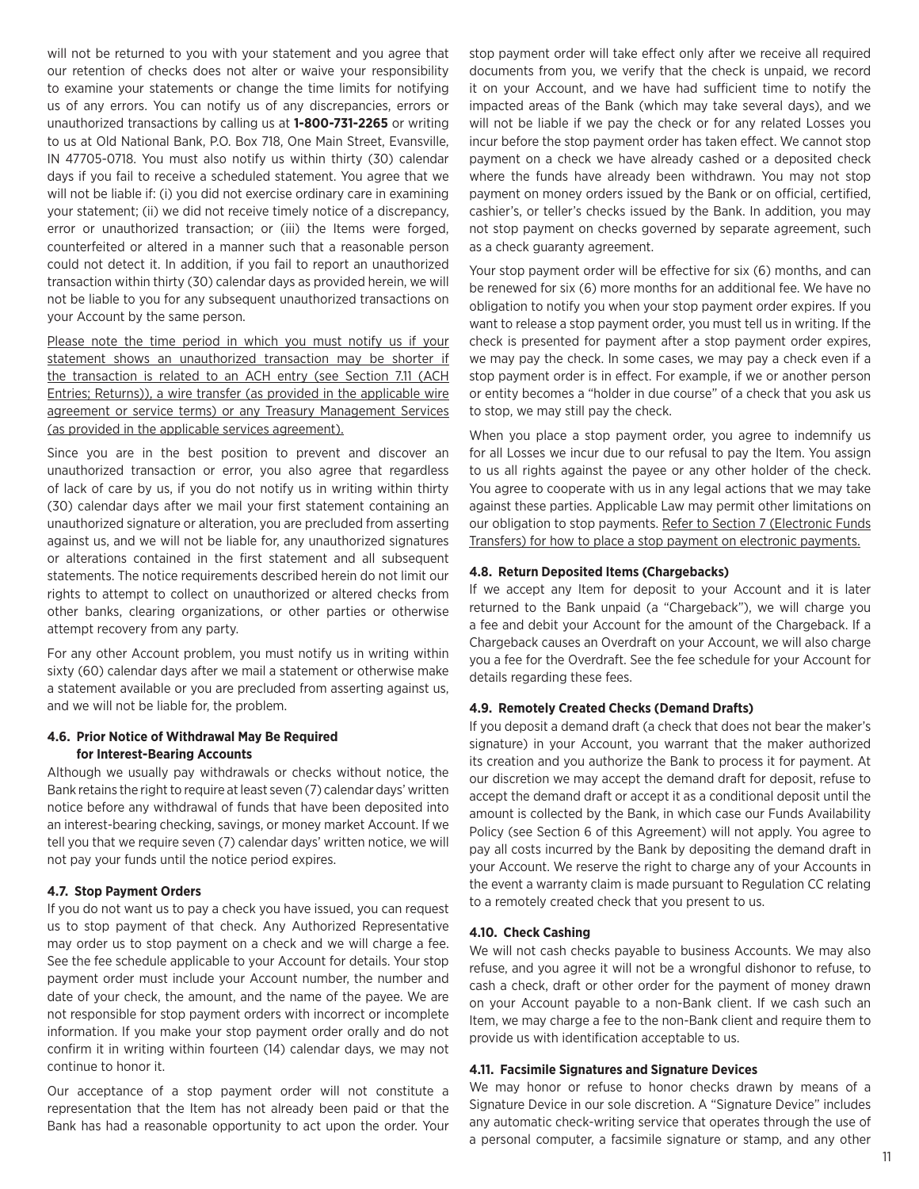will not be returned to you with your statement and you agree that our retention of checks does not alter or waive your responsibility to examine your statements or change the time limits for notifying us of any errors. You can notify us of any discrepancies, errors or unauthorized transactions by calling us at **1-800-731-2265** or writing to us at Old National Bank, P.O. Box 718, One Main Street, Evansville, IN 47705-0718. You must also notify us within thirty (30) calendar days if you fail to receive a scheduled statement. You agree that we will not be liable if: (i) you did not exercise ordinary care in examining your statement; (ii) we did not receive timely notice of a discrepancy, error or unauthorized transaction; or (iii) the Items were forged, counterfeited or altered in a manner such that a reasonable person could not detect it. In addition, if you fail to report an unauthorized transaction within thirty (30) calendar days as provided herein, we will not be liable to you for any subsequent unauthorized transactions on your Account by the same person.

Please note the time period in which you must notify us if your statement shows an unauthorized transaction may be shorter if the transaction is related to an ACH entry (see Section 7.11 (ACH Entries; Returns)), a wire transfer (as provided in the applicable wire agreement or service terms) or any Treasury Management Services (as provided in the applicable services agreement).

Since you are in the best position to prevent and discover an unauthorized transaction or error, you also agree that regardless of lack of care by us, if you do not notify us in writing within thirty (30) calendar days after we mail your first statement containing an unauthorized signature or alteration, you are precluded from asserting against us, and we will not be liable for, any unauthorized signatures or alterations contained in the first statement and all subsequent statements. The notice requirements described herein do not limit our rights to attempt to collect on unauthorized or altered checks from other banks, clearing organizations, or other parties or otherwise attempt recovery from any party.

For any other Account problem, you must notify us in writing within sixty (60) calendar days after we mail a statement or otherwise make a statement available or you are precluded from asserting against us, and we will not be liable for, the problem.

#### 4.6. Prior Notice of Withdrawal May Be Required for Interest-Bearing Accounts

Although we usually pay withdrawals or checks without notice, the Bank retains the right to require at least seven (7) calendar days' written notice before any withdrawal of funds that have been deposited into an interest-bearing checking, savings, or money market Account. If we tell you that we require seven (7) calendar days' written notice, we will not pay your funds until the notice period expires.

#### 4.7. Stop Payment Orders

If you do not want us to pay a check you have issued, you can request us to stop payment of that check. Any Authorized Representative may order us to stop payment on a check and we will charge a fee. See the fee schedule applicable to your Account for details. Your stop payment order must include your Account number, the number and date of your check, the amount, and the name of the payee. We are not responsible for stop payment orders with incorrect or incomplete information. If you make your stop payment order orally and do not confirm it in writing within fourteen (14) calendar days, we may not continue to honor it.

Our acceptance of a stop payment order will not constitute a representation that the Item has not already been paid or that the Bank has had a reasonable opportunity to act upon the order. Your stop payment order will take effect only after we receive all required documents from you, we verify that the check is unpaid, we record it on your Account, and we have had sufficient time to notify the impacted areas of the Bank (which may take several days), and we will not be liable if we pay the check or for any related Losses you incur before the stop payment order has taken effect. We cannot stop payment on a check we have already cashed or a deposited check where the funds have already been withdrawn. You may not stop payment on money orders issued by the Bank or on official, certified, cashier's, or teller's checks issued by the Bank. In addition, you may not stop payment on checks governed by separate agreement, such as a check guaranty agreement.

Your stop payment order will be effective for six (6) months, and can be renewed for six (6) more months for an additional fee. We have no obligation to notify you when your stop payment order expires. If you want to release a stop payment order, you must tell us in writing. If the check is presented for payment after a stop payment order expires, we may pay the check. In some cases, we may pay a check even if a stop payment order is in effect. For example, if we or another person or entity becomes a "holder in due course" of a check that you ask us to stop, we may still pay the check.

When you place a stop payment order, you agree to indemnify us for all Losses we incur due to our refusal to pay the Item. You assign to us all rights against the payee or any other holder of the check. You agree to cooperate with us in any legal actions that we may take against these parties. Applicable Law may permit other limitations on our obligation to stop payments. Refer to Section 7 (Electronic Funds Transfers) for how to place a stop payment on electronic payments.

#### 4.8. Return Deposited Items (Chargebacks)

If we accept any Item for deposit to your Account and it is later returned to the Bank unpaid (a "Chargeback"), we will charge you a fee and debit your Account for the amount of the Chargeback. If a Chargeback causes an Overdraft on your Account, we will also charge you a fee for the Overdraft. See the fee schedule for your Account for details regarding these fees.

#### 4.9. Remotely Created Checks (Demand Drafts)

If you deposit a demand draft (a check that does not bear the maker's signature) in your Account, you warrant that the maker authorized its creation and you authorize the Bank to process it for payment. At our discretion we may accept the demand draft for deposit, refuse to accept the demand draft or accept it as a conditional deposit until the amount is collected by the Bank, in which case our Funds Availability Policy (see Section 6 of this Agreement) will not apply. You agree to pay all costs incurred by the Bank by depositing the demand draft in your Account. We reserve the right to charge any of your Accounts in the event a warranty claim is made pursuant to Regulation CC relating to a remotely created check that you present to us.

#### 4.10. Check Cashing

We will not cash checks payable to business Accounts. We may also refuse, and you agree it will not be a wrongful dishonor to refuse, to cash a check, draft or other order for the payment of money drawn on your Account payable to a non-Bank client. If we cash such an Item, we may charge a fee to the non-Bank client and require them to provide us with identification acceptable to us.

#### 4.11. Facsimile Signatures and Signature Devices

We may honor or refuse to honor checks drawn by means of a Signature Device in our sole discretion. A "Signature Device" includes any automatic check-writing service that operates through the use of a personal computer, a facsimile signature or stamp, and any other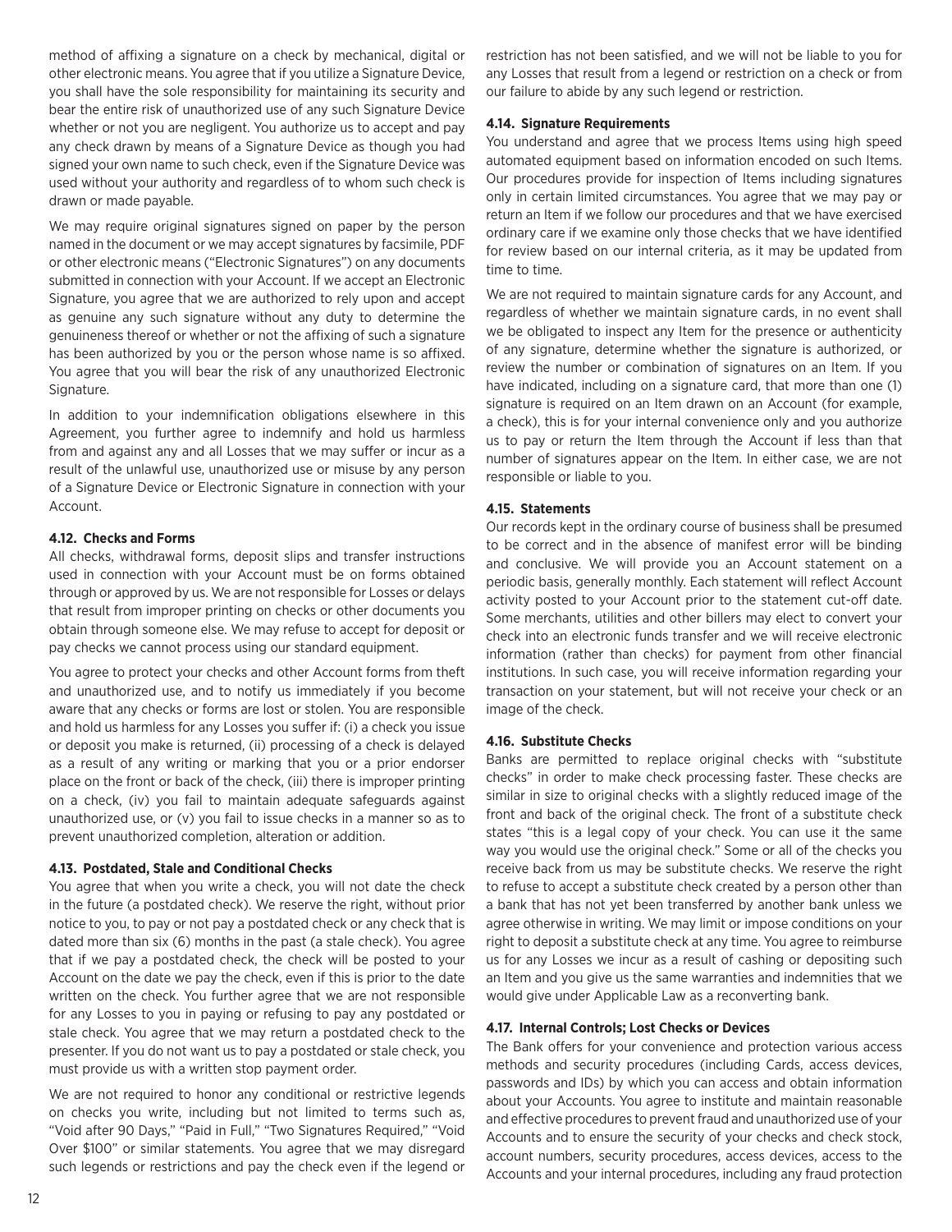method of affixing a signature on a check by mechanical, digital or other electronic means. You agree that if you utilize a Signature Device, you shall have the sole responsibility for maintaining its security and bear the entire risk of unauthorized use of any such Signature Device whether or not you are negligent. You authorize us to accept and pay any check drawn by means of a Signature Device as though you had signed your own name to such check, even if the Signature Device was used without your authority and regardless of to whom such check is drawn or made payable.

We may require original signatures signed on paper by the person named in the document or we may accept signatures by facsimile, PDF or other electronic means ("Electronic Signatures") on any documents submitted in connection with your Account. If we accept an Electronic Signature, you agree that we are authorized to rely upon and accept as genuine any such signature without any duty to determine the genuineness thereof or whether or not the affixing of such a signature has been authorized by you or the person whose name is so affixed. You agree that you will bear the risk of any unauthorized Electronic Signature.

In addition to your indemnification obligations elsewhere in this Agreement, you further agree to indemnify and hold us harmless from and against any and all Losses that we may suffer or incur as a result of the unlawful use, unauthorized use or misuse by any person of a Signature Device or Electronic Signature in connection with your Account.

#### 4.12. Checks and Forms

All checks, withdrawal forms, deposit slips and transfer instructions used in connection with your Account must be on forms obtained through or approved by us. We are not responsible for Losses or delays that result from improper printing on checks or other documents you obtain through someone else. We may refuse to accept for deposit or pay checks we cannot process using our standard equipment.

You agree to protect your checks and other Account forms from theft and unauthorized use, and to notify us immediately if you become aware that any checks or forms are lost or stolen. You are responsible and hold us harmless for any Losses you suffer if: (i) a check you issue or deposit you make is returned, (ii) processing of a check is delayed as a result of any writing or marking that you or a prior endorser place on the front or back of the check, (iii) there is improper printing on a check, (iv) you fail to maintain adequate safeguards against unauthorized use, or (v) you fail to issue checks in a manner so as to prevent unauthorized completion, alteration or addition.

#### 4.13. Postdated, Stale and Conditional Checks

You agree that when you write a check, you will not date the check in the future (a postdated check). We reserve the right, without prior notice to you, to pay or not pay a postdated check or any check that is dated more than six (6) months in the past (a stale check). You agree that if we pay a postdated check, the check will be posted to your Account on the date we pay the check, even if this is prior to the date written on the check. You further agree that we are not responsible for any Losses to you in paying or refusing to pay any postdated or stale check. You agree that we may return a postdated check to the presenter. If you do not want us to pay a postdated or stale check, you must provide us with a written stop payment order.

We are not required to honor any conditional or restrictive legends on checks you write, including but not limited to terms such as, "Void after 90 Days," "Paid in Full," "Two Signatures Required," "Void Over $100" or similar statements. You agree that we may disregard such legends or restrictions and pay the check even if the legend or restriction has not been satisfied, and we will not be liable to you for any Losses that result from a legend or restriction on a check or from our failure to abide by any such legend or restriction.

#### 4.14. Signature Requirements

You understand and agree that we process Items using high speed automated equipment based on information encoded on such Items. Our procedures provide for inspection of Items including signatures only in certain limited circumstances. You agree that we may pay or return an Item if we follow our procedures and that we have exercised ordinary care if we examine only those checks that we have identified for review based on our internal criteria, as it may be updated from time to time.

We are not required to maintain signature cards for any Account, and regardless of whether we maintain signature cards, in no event shall we be obligated to inspect any Item for the presence or authenticity of any signature, determine whether the signature is authorized, or review the number or combination of signatures on an Item. If you have indicated, including on a signature card, that more than one (1) signature is required on an Item drawn on an Account (for example, a check), this is for your internal convenience only and you authorize us to pay or return the Item through the Account if less than that number of signatures appear on the Item. In either case, we are not responsible or liable to you.

#### 4.15. Statements

Our records kept in the ordinary course of business shall be presumed to be correct and in the absence of manifest error will be binding and conclusive. We will provide you an Account statement on a periodic basis, generally monthly. Each statement will reflect Account activity posted to your Account prior to the statement cut-off date. Some merchants, utilities and other billers may elect to convert your check into an electronic funds transfer and we will receive electronic information (rather than checks) for payment from other financial institutions. In such case, you will receive information regarding your transaction on your statement, but will not receive your check or an image of the check.

#### 4.16. Substitute Checks

Banks are permitted to replace original checks with "substitute checks" in order to make check processing faster. These checks are similar in size to original checks with a slightly reduced image of the front and back of the original check. The front of a substitute check states "this is a legal copy of your check. You can use it the same way you would use the original check." Some or all of the checks you receive back from us may be substitute checks. We reserve the right to refuse to accept a substitute check created by a person other than a bank that has not yet been transferred by another bank unless we agree otherwise in writing. We may limit or impose conditions on your right to deposit a substitute check at any time. You agree to reimburse us for any Losses we incur as a result of cashing or depositing such an Item and you give us the same warranties and indemnities that we would give under Applicable Law as a reconverting bank.

#### 4.17. Internal Controls; Lost Checks or Devices

The Bank offers for your convenience and protection various access methods and security procedures (including Cards, access devices, passwords and IDs) by which you can access and obtain information about your Accounts. You agree to institute and maintain reasonable and effective procedures to prevent fraud and unauthorized use of your Accounts and to ensure the security of your checks and check stock, account numbers, security procedures, access devices, access to the Accounts and your internal procedures, including any fraud protection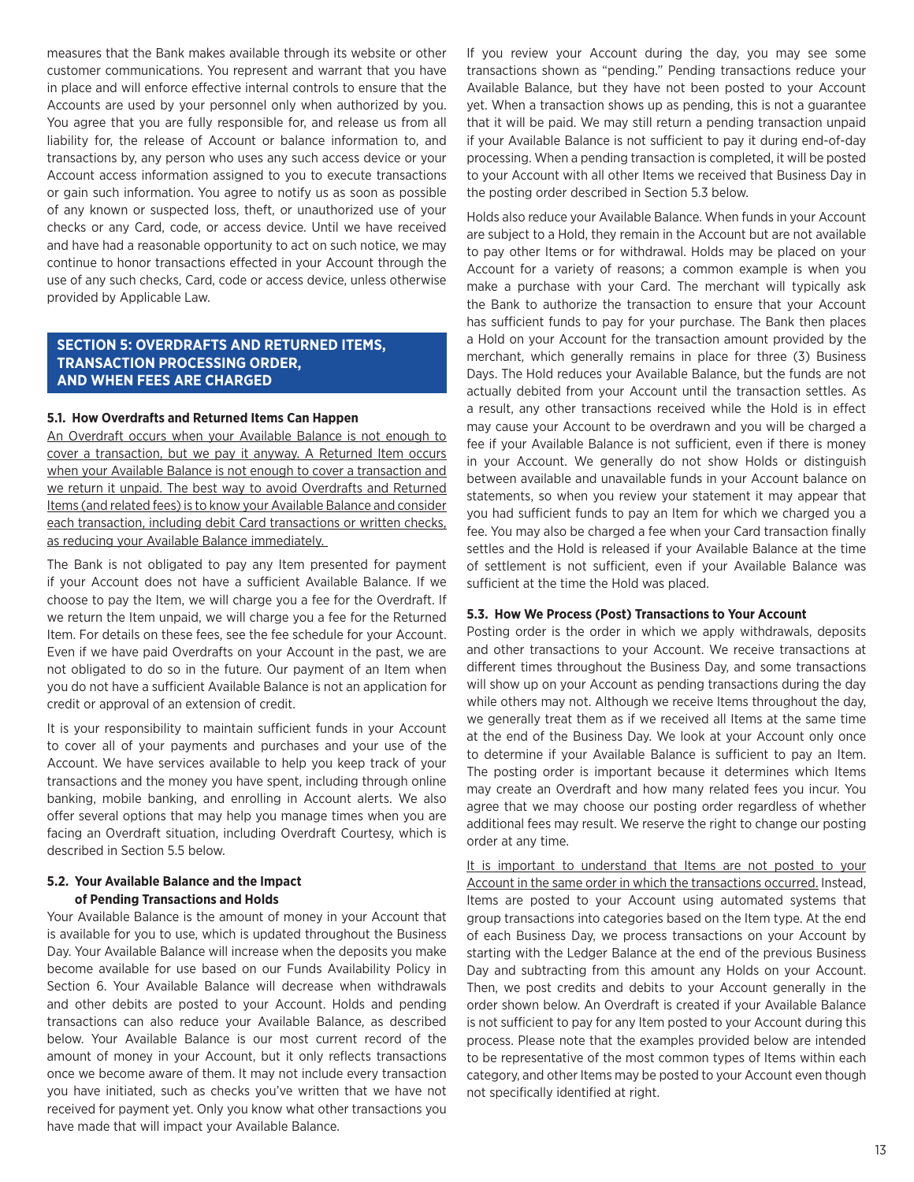measures that the Bank makes available through its website or other customer communications. You represent and warrant that you have in place and will enforce effective internal controls to ensure that the Accounts are used by your personnel only when authorized by you. You agree that you are fully responsible for, and release us from all liability for, the release of Account or balance information to, and transactions by, any person who uses any such access device or your Account access information assigned to you to execute transactions or gain such information. You agree to notify us as soon as possible of any known or suspected loss, theft, or unauthorized use of your checks or any Card, code, or access device. Until we have received and have had a reasonable opportunity to act on such notice, we may continue to honor transactions effected in your Account through the use of any such checks, Card, code or access device, unless otherwise provided by Applicable Law.

## SECTION 5: OVERDRAFTS AND RETURNED ITEMS, TRANSACTION PROCESSING ORDER, AND WHEN FEES ARE CHARGED

### 5.1. How Overdrafts and Returned Items Can Happen

An Overdraft occurs when your Available Balance is not enough to cover a transaction, but we pay it anyway. A Returned Item occurs when your Available Balance is not enough to cover a transaction and we return it unpaid. The best way to avoid Overdrafts and Returned Items (and related fees) is to know your Available Balance and consider each transaction, including debit Card transactions or written checks, as reducing your Available Balance immediately.

The Bank is not obligated to pay any Item presented for payment if your Account does not have a sufficient Available Balance. If we choose to pay the Item, we will charge you a fee for the Overdraft. If we return the Item unpaid, we will charge you a fee for the Returned Item. For details on these fees, see the fee schedule for your Account. Even if we have paid Overdrafts on your Account in the past, we are not obligated to do so in the future. Our payment of an Item when you do not have a sufficient Available Balance is not an application for credit or approval of an extension of credit.

It is your responsibility to maintain sufficient funds in your Account to cover all of your payments and purchases and your use of the Account. We have services available to help you keep track of your transactions and the money you have spent, including through online banking, mobile banking, and enrolling in Account alerts. We also offer several options that may help you manage times when you are facing an Overdraft situation, including Overdraft Courtesy, which is described in Section 5.5 below.

### 5.2. Your Available Balance and the Impact of Pending Transactions and Holds

Your Available Balance is the amount of money in your Account that is available for you to use, which is updated throughout the Business Day. Your Available Balance will increase when the deposits you make become available for use based on our Funds Availability Policy in Section 6. Your Available Balance will decrease when withdrawals and other debits are posted to your Account. Holds and pending transactions can also reduce your Available Balance, as described below. Your Available Balance is our most current record of the amount of money in your Account, but it only reflects transactions once we become aware of them. It may not include every transaction you have initiated, such as checks you've written that we have not received for payment yet. Only you know what other transactions you have made that will impact your Available Balance.

If you review your Account during the day, you may see some transactions shown as "pending." Pending transactions reduce your Available Balance, but they have not been posted to your Account yet. When a transaction shows up as pending, this is not a guarantee that it will be paid. We may still return a pending transaction unpaid if your Available Balance is not sufficient to pay it during end-of-day processing. When a pending transaction is completed, it will be posted to your Account with all other Items we received that Business Day in the posting order described in Section 5.3 below.

Holds also reduce your Available Balance. When funds in your Account are subject to a Hold, they remain in the Account but are not available to pay other Items or for withdrawal. Holds may be placed on your Account for a variety of reasons; a common example is when you make a purchase with your Card. The merchant will typically ask the Bank to authorize the transaction to ensure that your Account has sufficient funds to pay for your purchase. The Bank then places a Hold on your Account for the transaction amount provided by the merchant, which generally remains in place for three (3) Business Days. The Hold reduces your Available Balance, but the funds are not actually debited from your Account until the transaction settles. As a result, any other transactions received while the Hold is in effect may cause your Account to be overdrawn and you will be charged a fee if your Available Balance is not sufficient, even if there is money in your Account. We generally do not show Holds or distinguish between available and unavailable funds in your Account balance on statements, so when you review your statement it may appear that you had sufficient funds to pay an Item for which we charged you a fee. You may also be charged a fee when your Card transaction finally settles and the Hold is released if your Available Balance at the time of settlement is not sufficient, even if your Available Balance was sufficient at the time the Hold was placed.

### 5.3. How We Process (Post) Transactions to Your Account

Posting order is the order in which we apply withdrawals, deposits and other transactions to your Account. We receive transactions at different times throughout the Business Day, and some transactions will show up on your Account as pending transactions during the day while others may not. Although we receive Items throughout the day, we generally treat them as if we received all Items at the same time at the end of the Business Day. We look at your Account only once to determine if your Available Balance is sufficient to pay an Item. The posting order is important because it determines which Items may create an Overdraft and how many related fees you incur. You agree that we may choose our posting order regardless of whether additional fees may result. We reserve the right to change our posting order at any time.

It is important to understand that Items are not posted to your Account in the same order in which the transactions occurred. Instead, Items are posted to your Account using automated systems that group transactions into categories based on the Item type. At the end of each Business Day, we process transactions on your Account by starting with the Ledger Balance at the end of the previous Business Day and subtracting from this amount any Holds on your Account. Then, we post credits and debits to your Account generally in the order shown below. An Overdraft is created if your Available Balance is not sufficient to pay for any Item posted to your Account during this process. Please note that the examples provided below are intended to be representative of the most common types of Items within each category, and other Items may be posted to your Account even though not specifically identified at right.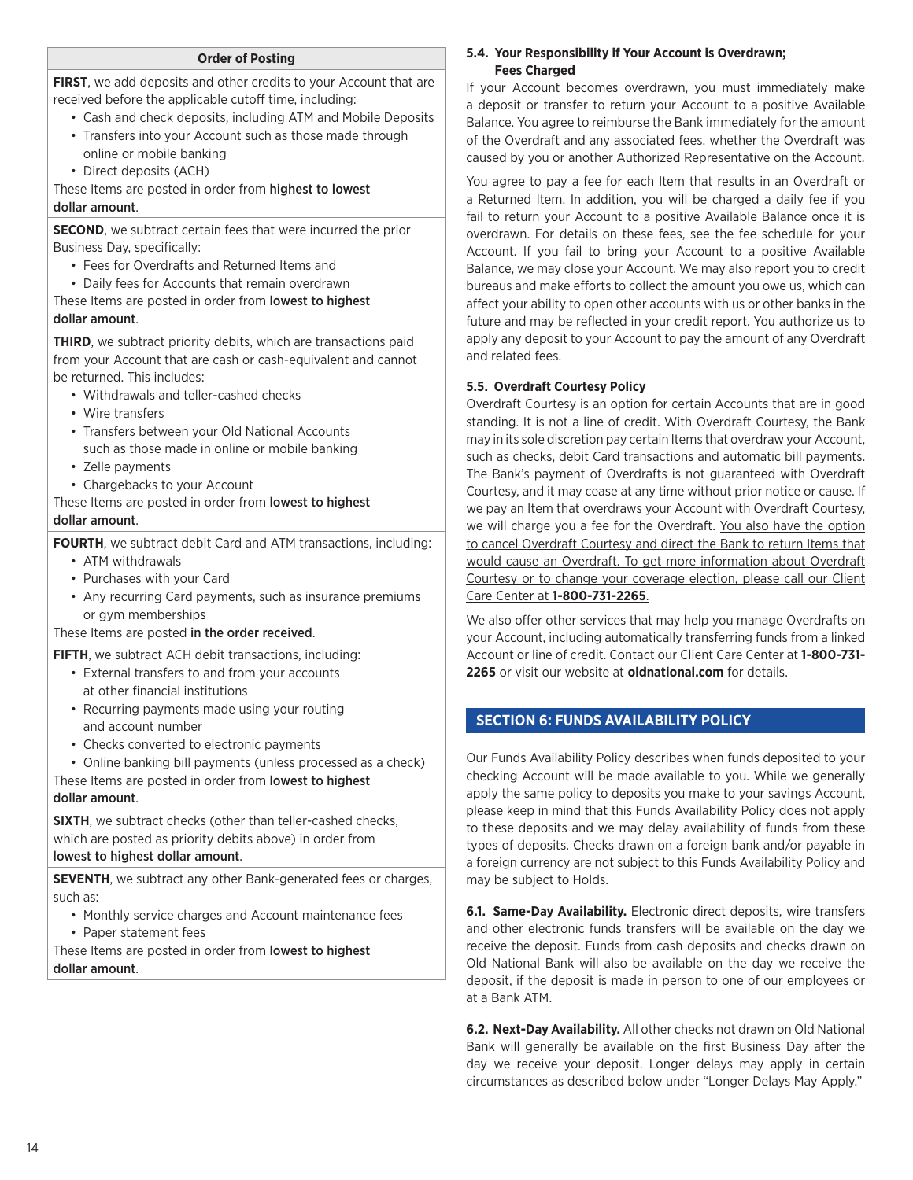**Order of Posting**

**FIRST**, we add deposits and other credits to your Account that are received before the applicable cutoff time, including:

- Cash and check deposits, including ATM and Mobile Deposits
- Transfers into your Account such as those made through online or mobile banking
- Direct deposits (ACH)

These Items are posted in order from **highest to lowest dollar amount**.

**SECOND**, we subtract certain fees that were incurred the prior Business Day, specifically:

- Fees for Overdrafts and Returned Items and
- Daily fees for Accounts that remain overdrawn

These Items are posted in order from **lowest to highest dollar amount**.

**THIRD**, we subtract priority debits, which are transactions paid from your Account that are cash or cash-equivalent and cannot be returned. This includes:

- Withdrawals and teller-cashed checks
- Wire transfers
- Transfers between your Old National Accounts such as those made in online or mobile banking
- Zelle payments
- Chargebacks to your Account

These Items are posted in order from **lowest to highest dollar amount**.

**FOURTH**, we subtract debit Card and ATM transactions, including:

- ATM withdrawals
- Purchases with your Card
- Any recurring Card payments, such as insurance premiums or gym memberships

These Items are posted **in the order received**.

**FIFTH**, we subtract ACH debit transactions, including:

- External transfers to and from your accounts at other financial institutions
- Recurring payments made using your routing and account number
- Checks converted to electronic payments
- Online banking bill payments (unless processed as a check)

These Items are posted in order from **lowest to highest dollar amount**.

**SIXTH**, we subtract checks (other than teller-cashed checks, which are posted as priority debits above) in order from **lowest to highest dollar amount**.

**SEVENTH**, we subtract any other Bank-generated fees or charges, such as:

- Monthly service charges and Account maintenance fees
- Paper statement fees

These Items are posted in order from **lowest to highest dollar amount**.

### 5.4. Your Responsibility if Your Account is Overdrawn; Fees Charged

If your Account becomes overdrawn, you must immediately make a deposit or transfer to return your Account to a positive Available Balance. You agree to reimburse the Bank immediately for the amount of the Overdraft and any associated fees, whether the Overdraft was caused by you or another Authorized Representative on the Account.

You agree to pay a fee for each Item that results in an Overdraft or a Returned Item. In addition, you will be charged a daily fee if you fail to return your Account to a positive Available Balance once it is overdrawn. For details on these fees, see the fee schedule for your Account. If you fail to bring your Account to a positive Available Balance, we may close your Account. We may also report you to credit bureaus and make efforts to collect the amount you owe us, which can affect your ability to open other accounts with us or other banks in the future and may be reflected in your credit report. You authorize us to apply any deposit to your Account to pay the amount of any Overdraft and related fees.

### 5.5. Overdraft Courtesy Policy

Overdraft Courtesy is an option for certain Accounts that are in good standing. It is not a line of credit. With Overdraft Courtesy, the Bank may in its sole discretion pay certain Items that overdraw your Account, such as checks, debit Card transactions and automatic bill payments. The Bank's payment of Overdrafts is not guaranteed with Overdraft Courtesy, and it may cease at any time without prior notice or cause. If we pay an Item that overdraws your Account with Overdraft Courtesy, we will charge you a fee for the Overdraft. You also have the option to cancel Overdraft Courtesy and direct the Bank to return Items that would cause an Overdraft. To get more information about Overdraft Courtesy or to change your coverage election, please call our Client Care Center at **1-800-731-2265**.

We also offer other services that may help you manage Overdrafts on your Account, including automatically transferring funds from a linked Account or line of credit. Contact our Client Care Center at **1-800-731-2265** or visit our website at **oldnational.com** for details.

## SECTION 6: FUNDS AVAILABILITY POLICY

Our Funds Availability Policy describes when funds deposited to your checking Account will be made available to you. While we generally apply the same policy to deposits you make to your savings Account, please keep in mind that this Funds Availability Policy does not apply to these deposits and we may delay availability of funds from these types of deposits. Checks drawn on a foreign bank and/or payable in a foreign currency are not subject to this Funds Availability Policy and may be subject to Holds.

**6.1. Same-Day Availability.** Electronic direct deposits, wire transfers and other electronic funds transfers will be available on the day we receive the deposit. Funds from cash deposits and checks drawn on Old National Bank will also be available on the day we receive the deposit, if the deposit is made in person to one of our employees or at a Bank ATM.

**6.2. Next-Day Availability.** All other checks not drawn on Old National Bank will generally be available on the first Business Day after the day we receive your deposit. Longer delays may apply in certain circumstances as described below under "Longer Delays May Apply."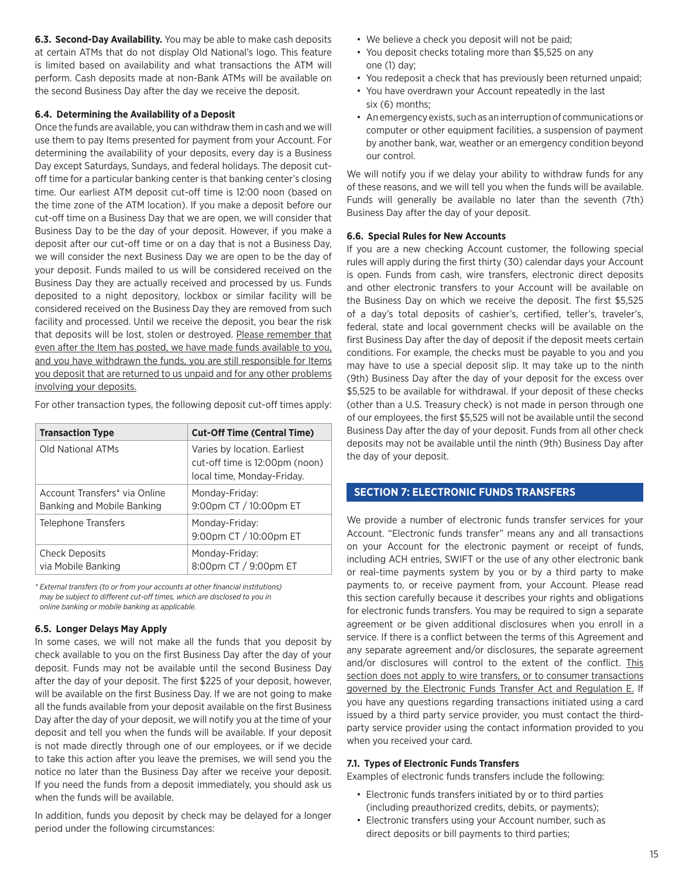**6.3. Second-Day Availability.** You may be able to make cash deposits at certain ATMs that do not display Old National's logo. This feature is limited based on availability and what transactions the ATM will perform. Cash deposits made at non-Bank ATMs will be available on the second Business Day after the day we receive the deposit.

#### 6.4. Determining the Availability of a Deposit

Once the funds are available, you can withdraw them in cash and we will use them to pay Items presented for payment from your Account. For determining the availability of your deposits, every day is a Business Day except Saturdays, Sundays, and federal holidays. The deposit cut-off time for a particular banking center is that banking center's closing time. Our earliest ATM deposit cut-off time is 12:00 noon (based on the time zone of the ATM location). If you make a deposit before our cut-off time on a Business Day that we are open, we will consider that Business Day to be the day of your deposit. However, if you make a deposit after our cut-off time or on a day that is not a Business Day, we will consider the next Business Day we are open to be the day of your deposit. Funds mailed to us will be considered received on the Business Day they are actually received and processed by us. Funds deposited to a night depository, lockbox or similar facility will be considered received on the Business Day they are removed from such facility and processed. Until we receive the deposit, you bear the risk that deposits will be lost, stolen or destroyed. <u>Please remember that even after the Item has posted, we have made funds available to you, and you have withdrawn the funds, you are still responsible for Items you deposit that are returned to us unpaid and for any other problems involving your deposits.</u>

For other transaction types, the following deposit cut-off times apply:

| Transaction Type | Cut-Off Time (Central Time) |
|---|---|
| Old National ATMs | Varies by location. Earliest cut-off time is 12:00pm (noon) local time, Monday-Friday. |
| Account Transfers* via Online Banking and Mobile Banking | Monday-Friday: 9:00pm CT / 10:00pm ET |
| Telephone Transfers | Monday-Friday: 9:00pm CT / 10:00pm ET |
| Check Deposits via Mobile Banking | Monday-Friday: 8:00pm CT / 9:00pm ET |

*\* External transfers (to or from your accounts at other financial institutions) may be subject to different cut-off times, which are disclosed to you in online banking or mobile banking as applicable.*

#### 6.5. Longer Delays May Apply

In some cases, we will not make all the funds that you deposit by check available to you on the first Business Day after the day of your deposit. Funds may not be available until the second Business Day after the day of your deposit. The first $225 of your deposit, however, will be available on the first Business Day. If we are not going to make all the funds available from your deposit available on the first Business Day after the day of your deposit, we will notify you at the time of your deposit and tell you when the funds will be available. If your deposit is not made directly through one of our employees, or if we decide to take this action after you leave the premises, we will send you the notice no later than the Business Day after we receive your deposit. If you need the funds from a deposit immediately, you should ask us when the funds will be available.

In addition, funds you deposit by check may be delayed for a longer period under the following circumstances:

- We believe a check you deposit will not be paid;
- You deposit checks totaling more than $5,525 on any one (1) day;
- You redeposit a check that has previously been returned unpaid;
- You have overdrawn your Account repeatedly in the last six (6) months;
- An emergency exists, such as an interruption of communications or computer or other equipment facilities, a suspension of payment by another bank, war, weather or an emergency condition beyond our control.

We will notify you if we delay your ability to withdraw funds for any of these reasons, and we will tell you when the funds will be available. Funds will generally be available no later than the seventh (7th) Business Day after the day of your deposit.

#### 6.6. Special Rules for New Accounts

If you are a new checking Account customer, the following special rules will apply during the first thirty (30) calendar days your Account is open. Funds from cash, wire transfers, electronic direct deposits and other electronic transfers to your Account will be available on the Business Day on which we receive the deposit. The first $5,525 of a day's total deposits of cashier's, certified, teller's, traveler's, federal, state and local government checks will be available on the first Business Day after the day of deposit if the deposit meets certain conditions. For example, the checks must be payable to you and you may have to use a special deposit slip. It may take up to the ninth (9th) Business Day after the day of your deposit for the excess over $5,525 to be available for withdrawal. If your deposit of these checks (other than a U.S. Treasury check) is not made in person through one of our employees, the first $5,525 will not be available until the second Business Day after the day of your deposit. Funds from all other check deposits may not be available until the ninth (9th) Business Day after the day of your deposit.

## SECTION 7: ELECTRONIC FUNDS TRANSFERS

We provide a number of electronic funds transfer services for your Account. "Electronic funds transfer" means any and all transactions on your Account for the electronic payment or receipt of funds, including ACH entries, SWIFT or the use of any other electronic bank or real-time payments system by you or by a third party to make payments to, or receive payment from, your Account. Please read this section carefully because it describes your rights and obligations for electronic funds transfers. You may be required to sign a separate agreement or be given additional disclosures when you enroll in a service. If there is a conflict between the terms of this Agreement and any separate agreement and/or disclosures, the separate agreement and/or disclosures will control to the extent of the conflict. <u>This section does not apply to wire transfers, or to consumer transactions governed by the Electronic Funds Transfer Act and Regulation E.</u> If you have any questions regarding transactions initiated using a card issued by a third party service provider, you must contact the third-party service provider using the contact information provided to you when you received your card.

#### 7.1. Types of Electronic Funds Transfers

Examples of electronic funds transfers include the following:

- Electronic funds transfers initiated by or to third parties (including preauthorized credits, debits, or payments);
- Electronic transfers using your Account number, such as direct deposits or bill payments to third parties;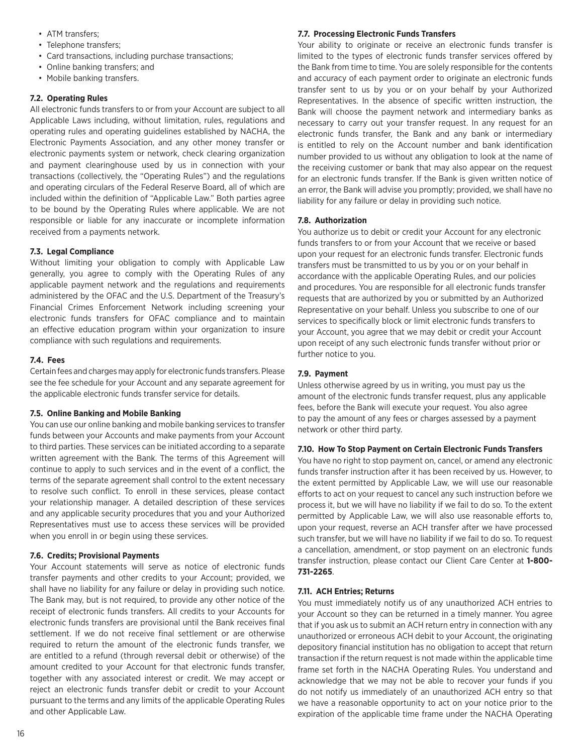- ATM transfers;
- Telephone transfers;
- Card transactions, including purchase transactions;
- Online banking transfers; and
- Mobile banking transfers.

### 7.2. Operating Rules

All electronic funds transfers to or from your Account are subject to all Applicable Laws including, without limitation, rules, regulations and operating rules and operating guidelines established by NACHA, the Electronic Payments Association, and any other money transfer or electronic payments system or network, check clearing organization and payment clearinghouse used by us in connection with your transactions (collectively, the "Operating Rules") and the regulations and operating circulars of the Federal Reserve Board, all of which are included within the definition of "Applicable Law." Both parties agree to be bound by the Operating Rules where applicable. We are not responsible or liable for any inaccurate or incomplete information received from a payments network.

### 7.3. Legal Compliance

Without limiting your obligation to comply with Applicable Law generally, you agree to comply with the Operating Rules of any applicable payment network and the regulations and requirements administered by the OFAC and the U.S. Department of the Treasury's Financial Crimes Enforcement Network including screening your electronic funds transfers for OFAC compliance and to maintain an effective education program within your organization to insure compliance with such regulations and requirements.

### 7.4. Fees

Certain fees and charges may apply for electronic funds transfers. Please see the fee schedule for your Account and any separate agreement for the applicable electronic funds transfer service for details.

### 7.5. Online Banking and Mobile Banking

You can use our online banking and mobile banking services to transfer funds between your Accounts and make payments from your Account to third parties. These services can be initiated according to a separate written agreement with the Bank. The terms of this Agreement will continue to apply to such services and in the event of a conflict, the terms of the separate agreement shall control to the extent necessary to resolve such conflict. To enroll in these services, please contact your relationship manager. A detailed description of these services and any applicable security procedures that you and your Authorized Representatives must use to access these services will be provided when you enroll in or begin using these services.

### 7.6. Credits; Provisional Payments

Your Account statements will serve as notice of electronic funds transfer payments and other credits to your Account; provided, we shall have no liability for any failure or delay in providing such notice. The Bank may, but is not required, to provide any other notice of the receipt of electronic funds transfers. All credits to your Accounts for electronic funds transfers are provisional until the Bank receives final settlement. If we do not receive final settlement or are otherwise required to return the amount of the electronic funds transfer, we are entitled to a refund (through reversal debit or otherwise) of the amount credited to your Account for that electronic funds transfer, together with any associated interest or credit. We may accept or reject an electronic funds transfer debit or credit to your Account pursuant to the terms and any limits of the applicable Operating Rules and other Applicable Law.

### 7.7. Processing Electronic Funds Transfers

Your ability to originate or receive an electronic funds transfer is limited to the types of electronic funds transfer services offered by the Bank from time to time. You are solely responsible for the contents and accuracy of each payment order to originate an electronic funds transfer sent to us by you or on your behalf by your Authorized Representatives. In the absence of specific written instruction, the Bank will choose the payment network and intermediary banks as necessary to carry out your transfer request. In any request for an electronic funds transfer, the Bank and any bank or intermediary is entitled to rely on the Account number and bank identification number provided to us without any obligation to look at the name of the receiving customer or bank that may also appear on the request for an electronic funds transfer. If the Bank is given written notice of an error, the Bank will advise you promptly; provided, we shall have no liability for any failure or delay in providing such notice.

### 7.8. Authorization

You authorize us to debit or credit your Account for any electronic funds transfers to or from your Account that we receive or based upon your request for an electronic funds transfer. Electronic funds transfers must be transmitted to us by you or on your behalf in accordance with the applicable Operating Rules, and our policies and procedures. You are responsible for all electronic funds transfer requests that are authorized by you or submitted by an Authorized Representative on your behalf. Unless you subscribe to one of our services to specifically block or limit electronic funds transfers to your Account, you agree that we may debit or credit your Account upon receipt of any such electronic funds transfer without prior or further notice to you.

### 7.9. Payment

Unless otherwise agreed by us in writing, you must pay us the amount of the electronic funds transfer request, plus any applicable fees, before the Bank will execute your request. You also agree to pay the amount of any fees or charges assessed by a payment network or other third party.

### 7.10. How To Stop Payment on Certain Electronic Funds Transfers

You have no right to stop payment on, cancel, or amend any electronic funds transfer instruction after it has been received by us. However, to the extent permitted by Applicable Law, we will use our reasonable efforts to act on your request to cancel any such instruction before we process it, but we will have no liability if we fail to do so. To the extent permitted by Applicable Law, we will also use reasonable efforts to, upon your request, reverse an ACH transfer after we have processed such transfer, but we will have no liability if we fail to do so. To request a cancellation, amendment, or stop payment on an electronic funds transfer instruction, please contact our Client Care Center at **1-800-731-2265**.

### 7.11. ACH Entries; Returns

You must immediately notify us of any unauthorized ACH entries to your Account so they can be returned in a timely manner. You agree that if you ask us to submit an ACH return entry in connection with any unauthorized or erroneous ACH debit to your Account, the originating depository financial institution has no obligation to accept that return transaction if the return request is not made within the applicable time frame set forth in the NACHA Operating Rules. You understand and acknowledge that we may not be able to recover your funds if you do not notify us immediately of an unauthorized ACH entry so that we have a reasonable opportunity to act on your notice prior to the expiration of the applicable time frame under the NACHA Operating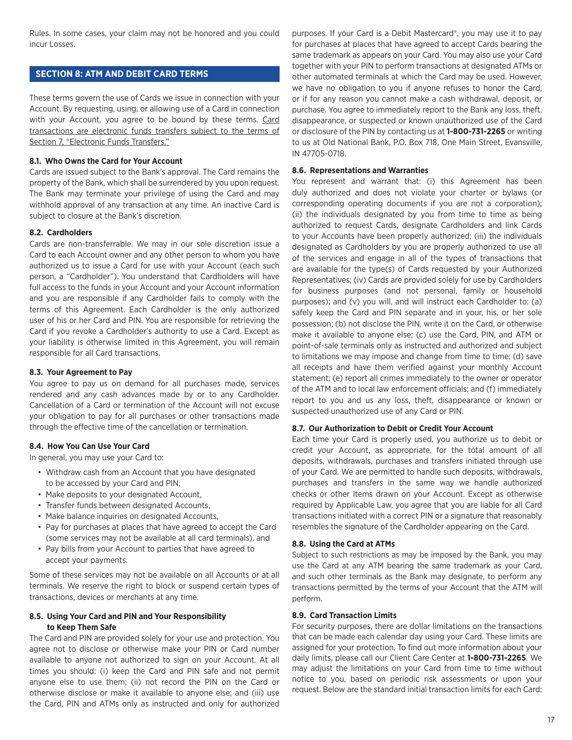Rules. In some cases, your claim may not be honored and you could incur Losses.

## SECTION 8: ATM AND DEBIT CARD TERMS

These terms govern the use of Cards we issue in connection with your Account. By requesting, using, or allowing use of a Card in connection with your Account, you agree to be bound by these terms. Card transactions are electronic funds transfers subject to the terms of Section 7, "Electronic Funds Transfers."

**8.1. Who Owns the Card for Your Account**

Cards are issued subject to the Bank's approval. The Card remains the property of the Bank, which shall be surrendered by you upon request. The Bank may terminate your privilege of using the Card and may withhold approval of any transaction at any time. An inactive Card is subject to closure at the Bank's discretion.

**8.2. Cardholders**

Cards are non-transferrable. We may in our sole discretion issue a Card to each Account owner and any other person to whom you have authorized us to issue a Card for use with your Account (each such person, a "Cardholder"). You understand that Cardholders will have full access to the funds in your Account and your Account information and you are responsible if any Cardholder fails to comply with the terms of this Agreement. Each Cardholder is the only authorized user of his or her Card and PIN. You are responsible for retrieving the Card if you revoke a Cardholder's authority to use a Card. Except as your liability is otherwise limited in this Agreement, you will remain responsible for all Card transactions.

**8.3. Your Agreement to Pay**

You agree to pay us on demand for all purchases made, services rendered and any cash advances made by or to any Cardholder. Cancellation of a Card or termination of the Account will not excuse your obligation to pay for all purchases or other transactions made through the effective time of the cancellation or termination.

**8.4. How You Can Use Your Card**

In general, you may use your Card to:

- Withdraw cash from an Account that you have designated to be accessed by your Card and PIN,
- Make deposits to your designated Account,
- Transfer funds between designated Accounts,
- Make balance inquiries on designated Accounts,
- Pay for purchases at places that have agreed to accept the Card (some services may not be available at all card terminals), and
- Pay bills from your Account to parties that have agreed to accept your payments.

Some of these services may not be available on all Accounts or at all terminals. We reserve the right to block or suspend certain types of transactions, devices or merchants at any time.

**8.5. Using Your Card and PIN and Your Responsibility to Keep Them Safe**

The Card and PIN are provided solely for your use and protection. You agree not to disclose or otherwise make your PIN or Card number available to anyone not authorized to sign on your Account. At all times you should: (i) keep the Card and PIN safe and not permit anyone else to use them; (ii) not record the PIN on the Card or otherwise disclose or make it available to anyone else; and (iii) use the Card, PIN and ATMs only as instructed and only for authorized purposes. If your Card is a Debit Mastercard®, you may use it to pay for purchases at places that have agreed to accept Cards bearing the same trademark as appears on your Card. You may also use your Card together with your PIN to perform transactions at designated ATMs or other automated terminals at which the Card may be used. However, we have no obligation to you if anyone refuses to honor the Card, or if for any reason you cannot make a cash withdrawal, deposit, or purchase. You agree to immediately report to the Bank any loss, theft, disappearance, or suspected or known unauthorized use of the Card or disclosure of the PIN by contacting us at **1-800-731-2265** or writing to us at Old National Bank, P.O. Box 718, One Main Street, Evansville, IN 47705-0718.

**8.6. Representations and Warranties**

You represent and warrant that: (i) this Agreement has been duly authorized and does not violate your charter or bylaws (or corresponding operating documents if you are not a corporation); (ii) the individuals designated by you from time to time as being authorized to request Cards, designate Cardholders and link Cards to your Accounts have been properly authorized; (iii) the individuals designated as Cardholders by you are properly authorized to use all of the services and engage in all of the types of transactions that are available for the type(s) of Cards requested by your Authorized Representatives; (iv) Cards are provided solely for use by Cardholders for business purposes (and not personal, family or household purposes); and (v) you will, and will instruct each Cardholder to: (a) safely keep the Card and PIN separate and in your, his, or her sole possession; (b) not disclose the PIN, write it on the Card, or otherwise make it available to anyone else; (c) use the Card, PIN, and ATM or point-of-sale terminals only as instructed and authorized and subject to limitations we may impose and change from time to time; (d) save all receipts and have them verified against your monthly Account statement; (e) report all crimes immediately to the owner or operator of the ATM and to local law enforcement officials; and (f) immediately report to you and us any loss, theft, disappearance or known or suspected unauthorized use of any Card or PIN.

**8.7. Our Authorization to Debit or Credit Your Account**

Each time your Card is properly used, you authorize us to debit or credit your Account, as appropriate, for the total amount of all deposits, withdrawals, purchases and transfers initiated through use of your Card. We are permitted to handle such deposits, withdrawals, purchases and transfers in the same way we handle authorized checks or other Items drawn on your Account. Except as otherwise required by Applicable Law, you agree that you are liable for all Card transactions initiated with a correct PIN or a signature that reasonably resembles the signature of the Cardholder appearing on the Card.

**8.8. Using the Card at ATMs**

Subject to such restrictions as may be imposed by the Bank, you may use the Card at any ATM bearing the same trademark as your Card, and such other terminals as the Bank may designate, to perform any transactions permitted by the terms of your Account that the ATM will perform.

**8.9. Card Transaction Limits**

For security purposes, there are dollar limitations on the transactions that can be made each calendar day using your Card. These limits are assigned for your protection. To find out more information about your daily limits, please call our Client Care Center at **1-800-731-2265**. We may adjust the limitations on your Card from time to time without notice to you, based on periodic risk assessments or upon your request. Below are the standard initial transaction limits for each Card: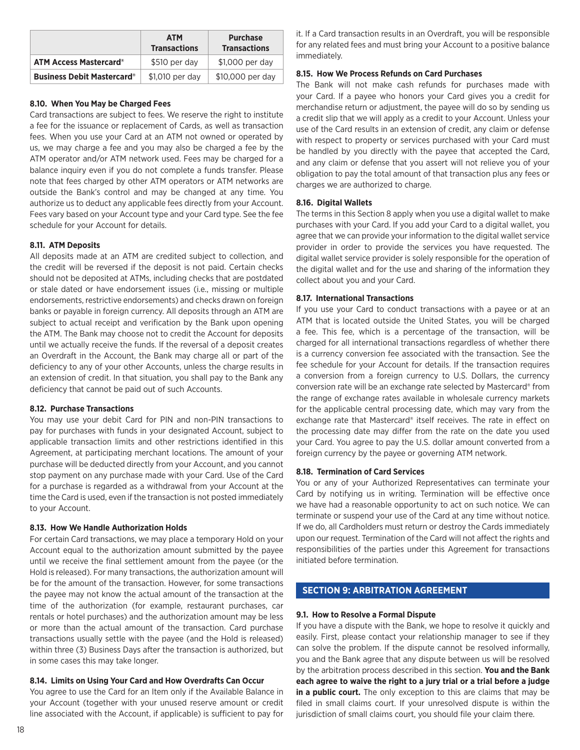| | ATM Transactions | Purchase Transactions |
|---|---|---|
| **ATM Access Mastercard®** | $510 per day | $1,000 per day |
| **Business Debit Mastercard®** | $1,010 per day | $10,000 per day |

#### 8.10. When You May be Charged Fees

Card transactions are subject to fees. We reserve the right to institute a fee for the issuance or replacement of Cards, as well as transaction fees. When you use your Card at an ATM not owned or operated by us, we may charge a fee and you may also be charged a fee by the ATM operator and/or ATM network used. Fees may be charged for a balance inquiry even if you do not complete a funds transfer. Please note that fees charged by other ATM operators or ATM networks are outside the Bank's control and may be changed at any time. You authorize us to deduct any applicable fees directly from your Account. Fees vary based on your Account type and your Card type. See the fee schedule for your Account for details.

#### 8.11. ATM Deposits

All deposits made at an ATM are credited subject to collection, and the credit will be reversed if the deposit is not paid. Certain checks should not be deposited at ATMs, including checks that are postdated or stale dated or have endorsement issues (i.e., missing or multiple endorsements, restrictive endorsements) and checks drawn on foreign banks or payable in foreign currency. All deposits through an ATM are subject to actual receipt and verification by the Bank upon opening the ATM. The Bank may choose not to credit the Account for deposits until we actually receive the funds. If the reversal of a deposit creates an Overdraft in the Account, the Bank may charge all or part of the deficiency to any of your other Accounts, unless the charge results in an extension of credit. In that situation, you shall pay to the Bank any deficiency that cannot be paid out of such Accounts.

#### 8.12. Purchase Transactions

You may use your debit Card for PIN and non-PIN transactions to pay for purchases with funds in your designated Account, subject to applicable transaction limits and other restrictions identified in this Agreement, at participating merchant locations. The amount of your purchase will be deducted directly from your Account, and you cannot stop payment on any purchase made with your Card. Use of the Card for a purchase is regarded as a withdrawal from your Account at the time the Card is used, even if the transaction is not posted immediately to your Account.

#### 8.13. How We Handle Authorization Holds

For certain Card transactions, we may place a temporary Hold on your Account equal to the authorization amount submitted by the payee until we receive the final settlement amount from the payee (or the Hold is released). For many transactions, the authorization amount will be for the amount of the transaction. However, for some transactions the payee may not know the actual amount of the transaction at the time of the authorization (for example, restaurant purchases, car rentals or hotel purchases) and the authorization amount may be less or more than the actual amount of the transaction. Card purchase transactions usually settle with the payee (and the Hold is released) within three (3) Business Days after the transaction is authorized, but in some cases this may take longer.

#### 8.14. Limits on Using Your Card and How Overdrafts Can Occur

You agree to use the Card for an Item only if the Available Balance in your Account (together with your unused reserve amount or credit line associated with the Account, if applicable) is sufficient to pay for it. If a Card transaction results in an Overdraft, you will be responsible for any related fees and must bring your Account to a positive balance immediately.

#### 8.15. How We Process Refunds on Card Purchases

The Bank will not make cash refunds for purchases made with your Card. If a payee who honors your Card gives you a credit for merchandise return or adjustment, the payee will do so by sending us a credit slip that we will apply as a credit to your Account. Unless your use of the Card results in an extension of credit, any claim or defense with respect to property or services purchased with your Card must be handled by you directly with the payee that accepted the Card, and any claim or defense that you assert will not relieve you of your obligation to pay the total amount of that transaction plus any fees or charges we are authorized to charge.

#### 8.16. Digital Wallets

The terms in this Section 8 apply when you use a digital wallet to make purchases with your Card. If you add your Card to a digital wallet, you agree that we can provide your information to the digital wallet service provider in order to provide the services you have requested. The digital wallet service provider is solely responsible for the operation of the digital wallet and for the use and sharing of the information they collect about you and your Card.

#### 8.17. International Transactions

If you use your Card to conduct transactions with a payee or at an ATM that is located outside the United States, you will be charged a fee. This fee, which is a percentage of the transaction, will be charged for all international transactions regardless of whether there is a currency conversion fee associated with the transaction. See the fee schedule for your Account for details. If the transaction requires a conversion from a foreign currency to U.S. Dollars, the currency conversion rate will be an exchange rate selected by Mastercard® from the range of exchange rates available in wholesale currency markets for the applicable central processing date, which may vary from the exchange rate that Mastercard® itself receives. The rate in effect on the processing date may differ from the rate on the date you used your Card. You agree to pay the U.S. dollar amount converted from a foreign currency by the payee or governing ATM network.

#### 8.18. Termination of Card Services

You or any of your Authorized Representatives can terminate your Card by notifying us in writing. Termination will be effective once we have had a reasonable opportunity to act on such notice. We can terminate or suspend your use of the Card at any time without notice. If we do, all Cardholders must return or destroy the Cards immediately upon our request. Termination of the Card will not affect the rights and responsibilities of the parties under this Agreement for transactions initiated before termination.

## SECTION 9: ARBITRATION AGREEMENT

#### 9.1. How to Resolve a Formal Dispute

If you have a dispute with the Bank, we hope to resolve it quickly and easily. First, please contact your relationship manager to see if they can solve the problem. If the dispute cannot be resolved informally, you and the Bank agree that any dispute between us will be resolved by the arbitration process described in this section. **You and the Bank each agree to waive the right to a jury trial or a trial before a judge in a public court.** The only exception to this are claims that may be filed in small claims court. If your unresolved dispute is within the jurisdiction of small claims court, you should file your claim there.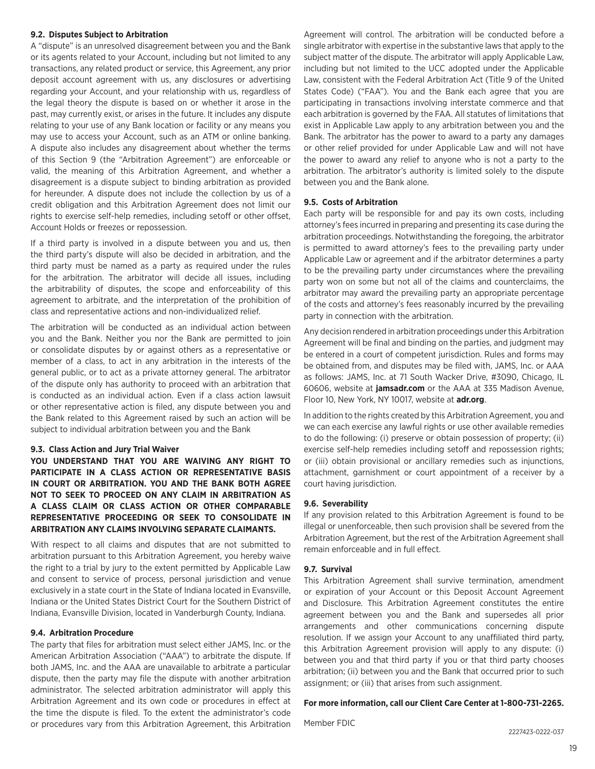### 9.2. Disputes Subject to Arbitration

A "dispute" is an unresolved disagreement between you and the Bank or its agents related to your Account, including but not limited to any transactions, any related product or service, this Agreement, any prior deposit account agreement with us, any disclosures or advertising regarding your Account, and your relationship with us, regardless of the legal theory the dispute is based on or whether it arose in the past, may currently exist, or arises in the future. It includes any dispute relating to your use of any Bank location or facility or any means you may use to access your Account, such as an ATM or online banking. A dispute also includes any disagreement about whether the terms of this Section 9 (the "Arbitration Agreement") are enforceable or valid, the meaning of this Arbitration Agreement, and whether a disagreement is a dispute subject to binding arbitration as provided for hereunder. A dispute does not include the collection by us of a credit obligation and this Arbitration Agreement does not limit our rights to exercise self-help remedies, including setoff or other offset, Account Holds or freezes or repossession.

If a third party is involved in a dispute between you and us, then the third party's dispute will also be decided in arbitration, and the third party must be named as a party as required under the rules for the arbitration. The arbitrator will decide all issues, including the arbitrability of disputes, the scope and enforceability of this agreement to arbitrate, and the interpretation of the prohibition of class and representative actions and non-individualized relief.

The arbitration will be conducted as an individual action between you and the Bank. Neither you nor the Bank are permitted to join or consolidate disputes by or against others as a representative or member of a class, to act in any arbitration in the interests of the general public, or to act as a private attorney general. The arbitrator of the dispute only has authority to proceed with an arbitration that is conducted as an individual action. Even if a class action lawsuit or other representative action is filed, any dispute between you and the Bank related to this Agreement raised by such an action will be subject to individual arbitration between you and the Bank

### 9.3. Class Action and Jury Trial Waiver

**YOU UNDERSTAND THAT YOU ARE WAIVING ANY RIGHT TO PARTICIPATE IN A CLASS ACTION OR REPRESENTATIVE BASIS IN COURT OR ARBITRATION. YOU AND THE BANK BOTH AGREE NOT TO SEEK TO PROCEED ON ANY CLAIM IN ARBITRATION AS A CLASS CLAIM OR CLASS ACTION OR OTHER COMPARABLE REPRESENTATIVE PROCEEDING OR SEEK TO CONSOLIDATE IN ARBITRATION ANY CLAIMS INVOLVING SEPARATE CLAIMANTS.**

With respect to all claims and disputes that are not submitted to arbitration pursuant to this Arbitration Agreement, you hereby waive the right to a trial by jury to the extent permitted by Applicable Law and consent to service of process, personal jurisdiction and venue exclusively in a state court in the State of Indiana located in Evansville, Indiana or the United States District Court for the Southern District of Indiana, Evansville Division, located in Vanderburgh County, Indiana.

### 9.4. Arbitration Procedure

The party that files for arbitration must select either JAMS, Inc. or the American Arbitration Association ("AAA") to arbitrate the dispute. If both JAMS, Inc. and the AAA are unavailable to arbitrate a particular dispute, then the party may file the dispute with another arbitration administrator. The selected arbitration administrator will apply this Arbitration Agreement and its own code or procedures in effect at the time the dispute is filed. To the extent the administrator's code or procedures vary from this Arbitration Agreement, this Arbitration Agreement will control. The arbitration will be conducted before a single arbitrator with expertise in the substantive laws that apply to the subject matter of the dispute. The arbitrator will apply Applicable Law, including but not limited to the UCC adopted under the Applicable Law, consistent with the Federal Arbitration Act (Title 9 of the United States Code) ("FAA"). You and the Bank each agree that you are participating in transactions involving interstate commerce and that each arbitration is governed by the FAA. All statutes of limitations that exist in Applicable Law apply to any arbitration between you and the Bank. The arbitrator has the power to award to a party any damages or other relief provided for under Applicable Law and will not have the power to award any relief to anyone who is not a party to the arbitration. The arbitrator's authority is limited solely to the dispute between you and the Bank alone.

### 9.5. Costs of Arbitration

Each party will be responsible for and pay its own costs, including attorney's fees incurred in preparing and presenting its case during the arbitration proceedings. Notwithstanding the foregoing, the arbitrator is permitted to award attorney's fees to the prevailing party under Applicable Law or agreement and if the arbitrator determines a party to be the prevailing party under circumstances where the prevailing party won on some but not all of the claims and counterclaims, the arbitrator may award the prevailing party an appropriate percentage of the costs and attorney's fees reasonably incurred by the prevailing party in connection with the arbitration.

Any decision rendered in arbitration proceedings under this Arbitration Agreement will be final and binding on the parties, and judgment may be entered in a court of competent jurisdiction. Rules and forms may be obtained from, and disputes may be filed with, JAMS, Inc. or AAA as follows: JAMS, Inc. at 71 South Wacker Drive, #3090, Chicago, IL 60606, website at **jamsadr.com** or the AAA at 335 Madison Avenue, Floor 10, New York, NY 10017, website at **adr.org**.

In addition to the rights created by this Arbitration Agreement, you and we can each exercise any lawful rights or use other available remedies to do the following: (i) preserve or obtain possession of property; (ii) exercise self-help remedies including setoff and repossession rights; or (iii) obtain provisional or ancillary remedies such as injunctions, attachment, garnishment or court appointment of a receiver by a court having jurisdiction.

### 9.6. Severability

If any provision related to this Arbitration Agreement is found to be illegal or unenforceable, then such provision shall be severed from the Arbitration Agreement, but the rest of the Arbitration Agreement shall remain enforceable and in full effect.

### 9.7. Survival

This Arbitration Agreement shall survive termination, amendment or expiration of your Account or this Deposit Account Agreement and Disclosure. This Arbitration Agreement constitutes the entire agreement between you and the Bank and supersedes all prior arrangements and other communications concerning dispute resolution. If we assign your Account to any unaffiliated third party, this Arbitration Agreement provision will apply to any dispute: (i) between you and that third party if you or that third party chooses arbitration; (ii) between you and the Bank that occurred prior to such assignment; or (iii) that arises from such assignment.

**For more information, call our Client Care Center at 1-800-731-2265.**

Member FDIC

2227423-0222-037